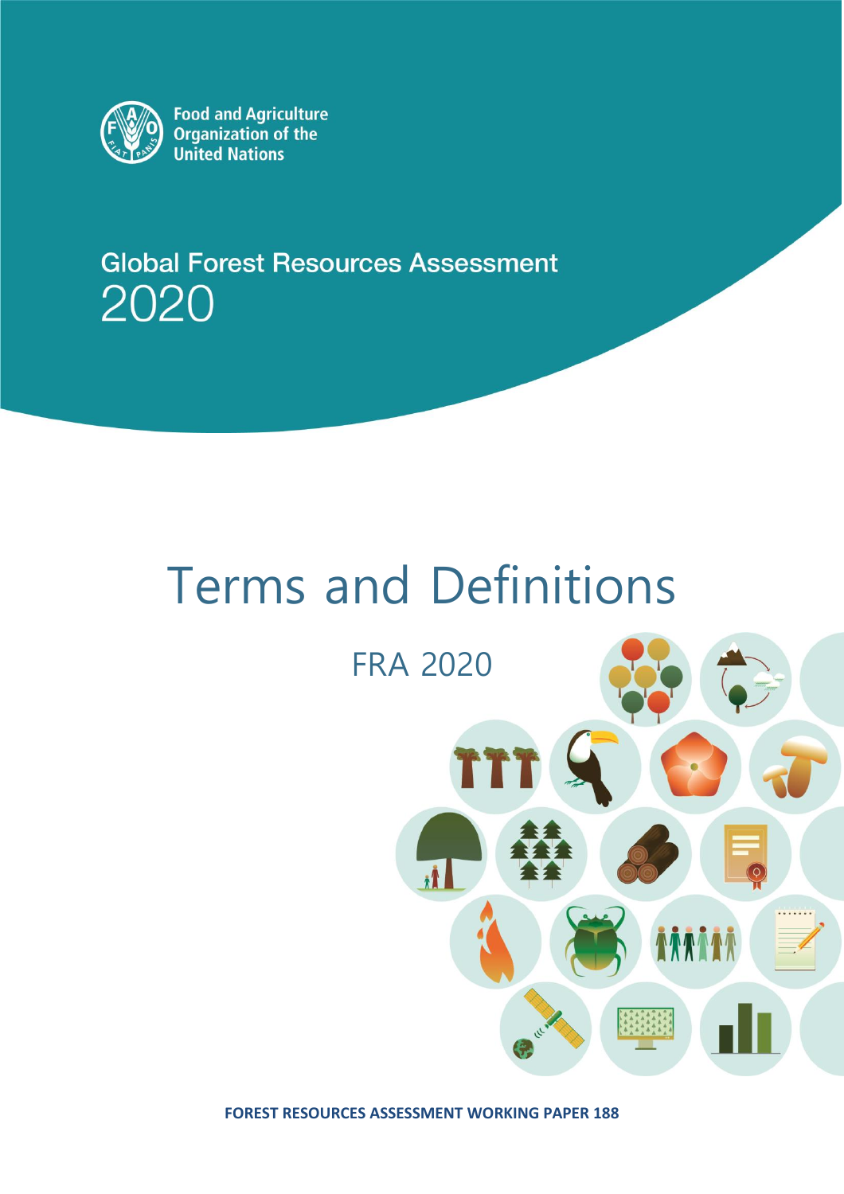Food and Agriculture Organization of the United Nations

Global Forest Resources Assessment
2020

# Terms and Definitions

## FRA 2020

**FOREST RESOURCES ASSESSMENT WORKING PAPER 188**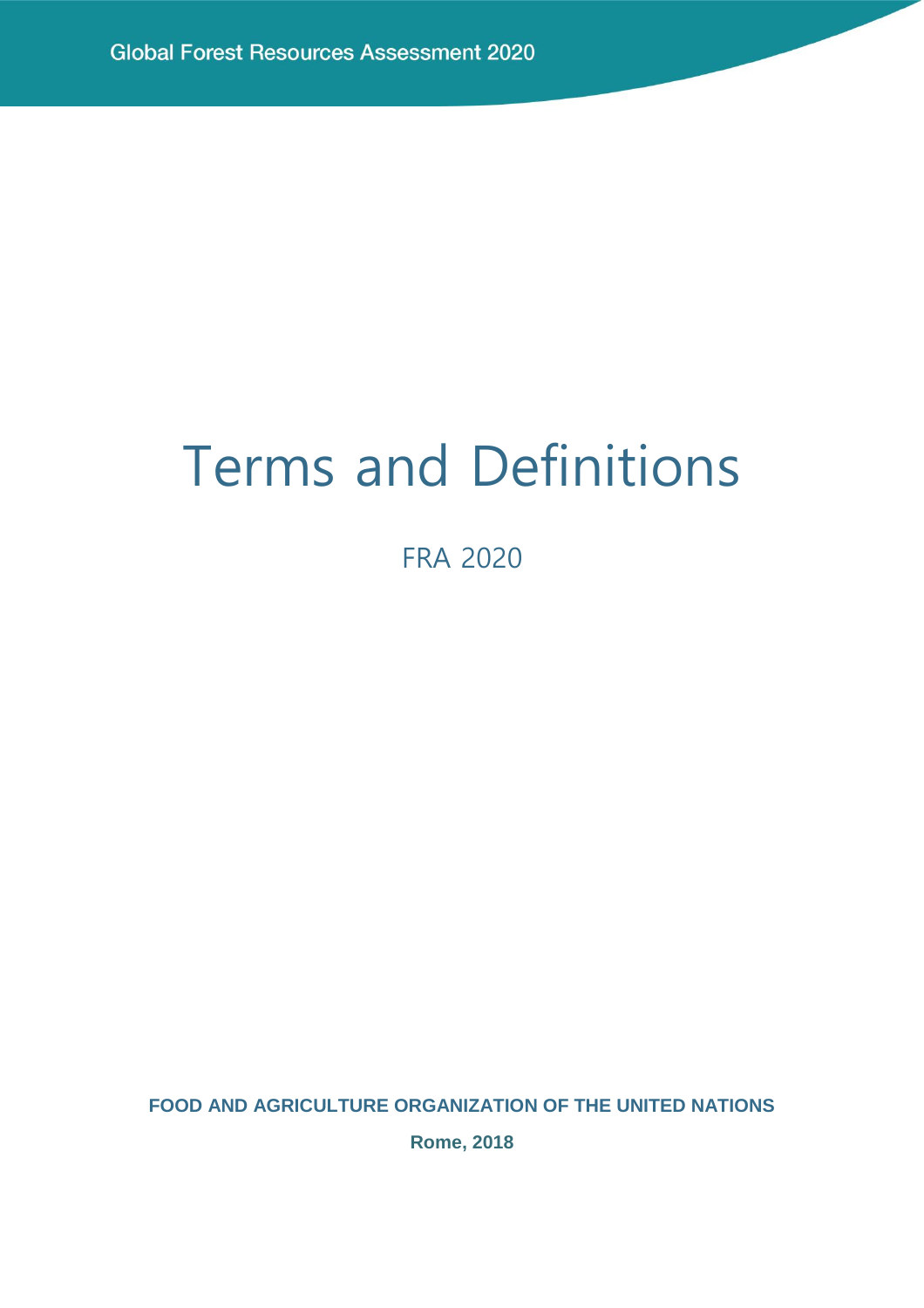Global Forest Resources Assessment 2020

# Terms and Definitions

FRA 2020

**FOOD AND AGRICULTURE ORGANIZATION OF THE UNITED NATIONS**

**Rome, 2018**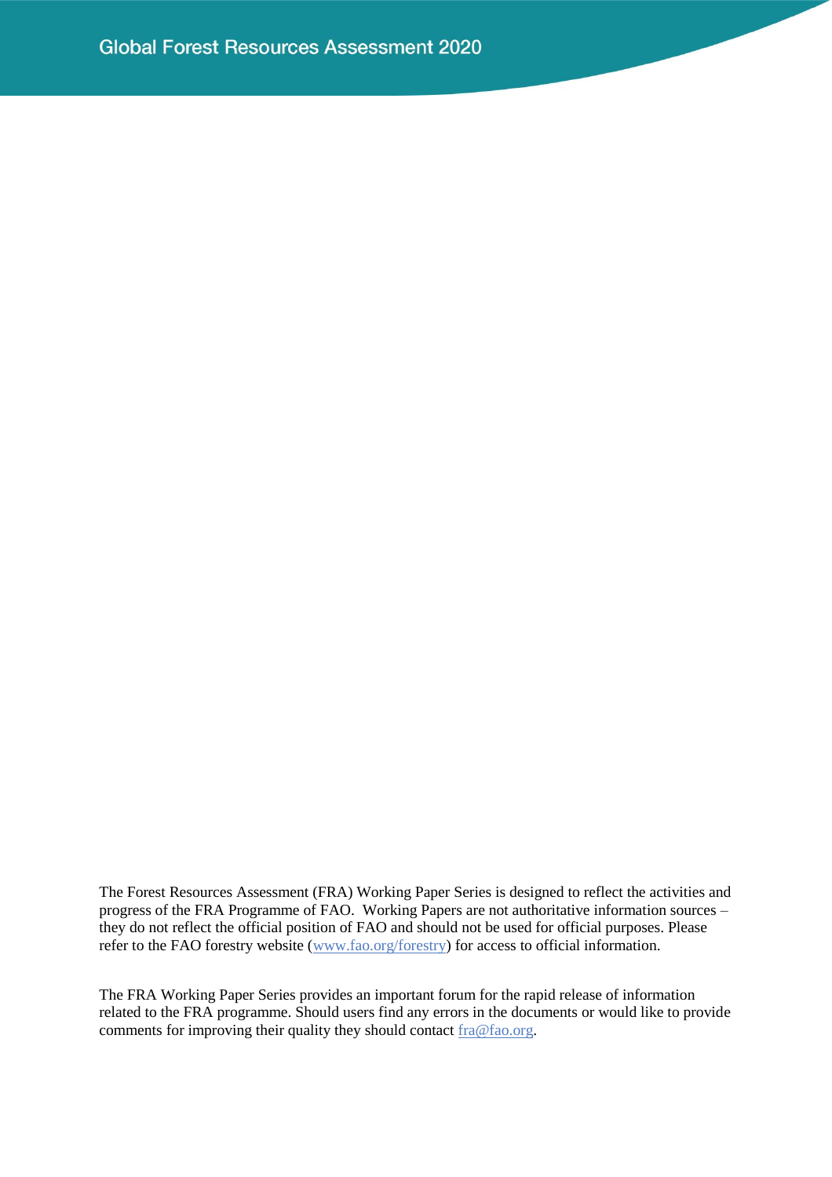The Forest Resources Assessment (FRA) Working Paper Series is designed to reflect the activities and progress of the FRA Programme of FAO. Working Papers are not authoritative information sources – they do not reflect the official position of FAO and should not be used for official purposes. Please refer to the FAO forestry website (www.fao.org/forestry) for access to official information.

The FRA Working Paper Series provides an important forum for the rapid release of information related to the FRA programme. Should users find any errors in the documents or would like to provide comments for improving their quality they should contact fra@fao.org.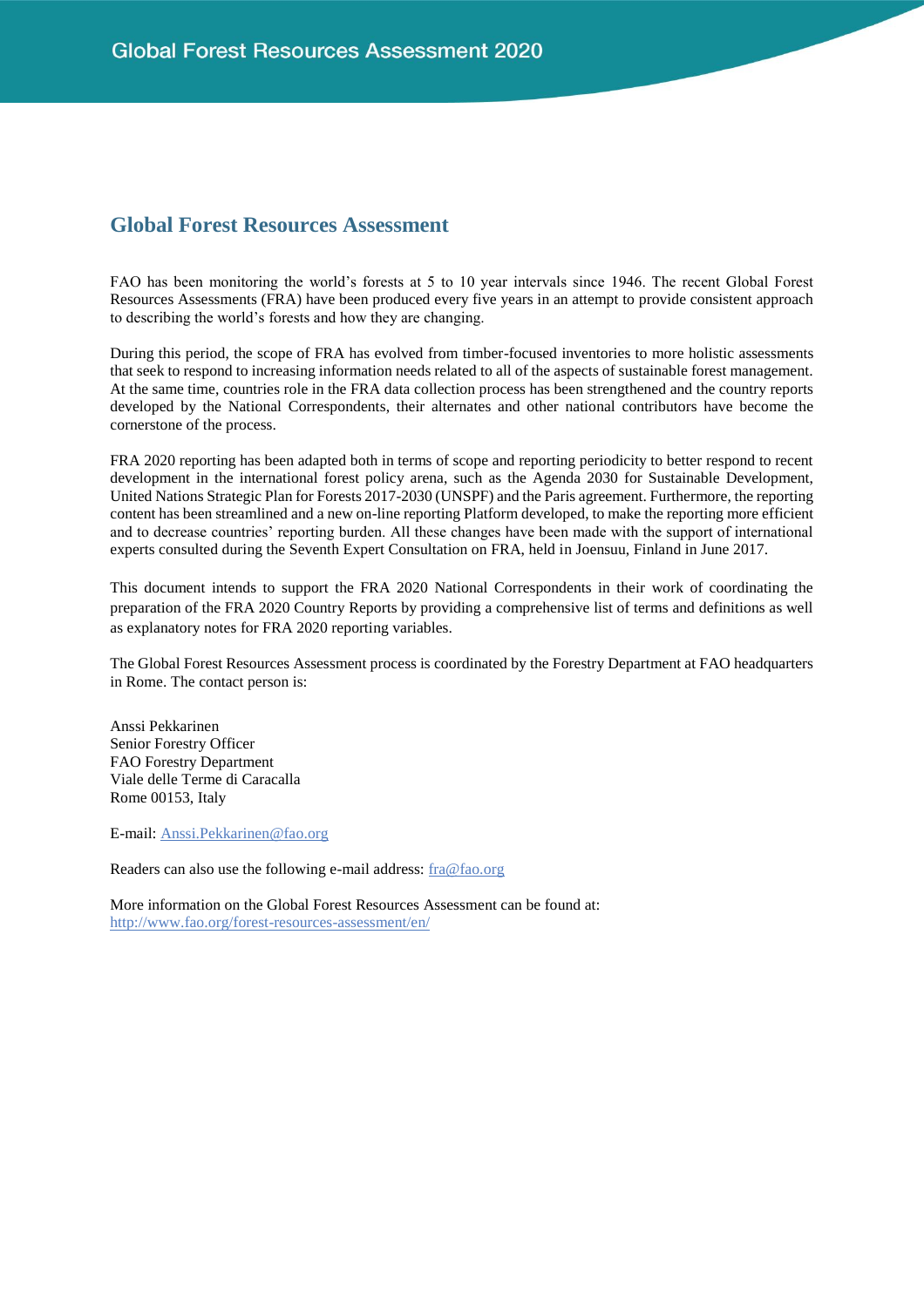## Global Forest Resources Assessment

FAO has been monitoring the world's forests at 5 to 10 year intervals since 1946. The recent Global Forest Resources Assessments (FRA) have been produced every five years in an attempt to provide consistent approach to describing the world's forests and how they are changing.

During this period, the scope of FRA has evolved from timber-focused inventories to more holistic assessments that seek to respond to increasing information needs related to all of the aspects of sustainable forest management. At the same time, countries role in the FRA data collection process has been strengthened and the country reports developed by the National Correspondents, their alternates and other national contributors have become the cornerstone of the process.

FRA 2020 reporting has been adapted both in terms of scope and reporting periodicity to better respond to recent development in the international forest policy arena, such as the Agenda 2030 for Sustainable Development, United Nations Strategic Plan for Forests 2017-2030 (UNSPF) and the Paris agreement. Furthermore, the reporting content has been streamlined and a new on-line reporting Platform developed, to make the reporting more efficient and to decrease countries' reporting burden. All these changes have been made with the support of international experts consulted during the Seventh Expert Consultation on FRA, held in Joensuu, Finland in June 2017.

This document intends to support the FRA 2020 National Correspondents in their work of coordinating the preparation of the FRA 2020 Country Reports by providing a comprehensive list of terms and definitions as well as explanatory notes for FRA 2020 reporting variables.

The Global Forest Resources Assessment process is coordinated by the Forestry Department at FAO headquarters in Rome. The contact person is:

Anssi Pekkarinen
Senior Forestry Officer
FAO Forestry Department
Viale delle Terme di Caracalla
Rome 00153, Italy

E-mail: Anssi.Pekkarinen@fao.org

Readers can also use the following e-mail address: fra@fao.org

More information on the Global Forest Resources Assessment can be found at:
http://www.fao.org/forest-resources-assessment/en/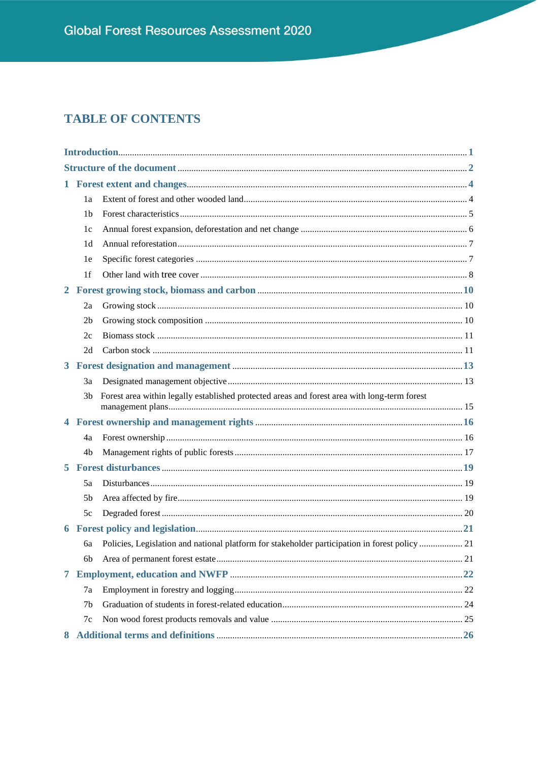# TABLE OF CONTENTS

- **Introduction** ........ 1
- **Structure of the document** ........ 2
- **1 Forest extent and changes** ........ 4
  - 1a Extent of forest and other wooded land ........ 4
  - 1b Forest characteristics ........ 5
  - 1c Annual forest expansion, deforestation and net change ........ 6
  - 1d Annual reforestation ........ 7
  - 1e Specific forest categories ........ 7
  - 1f Other land with tree cover ........ 8
- **2 Forest growing stock, biomass and carbon** ........ 10
  - 2a Growing stock ........ 10
  - 2b Growing stock composition ........ 10
  - 2c Biomass stock ........ 11
  - 2d Carbon stock ........ 11
- **3 Forest designation and management** ........ 13
  - 3a Designated management objective ........ 13
  - 3b Forest area within legally established protected areas and forest area with long-term forest management plans ........ 15
- **4 Forest ownership and management rights** ........ 16
  - 4a Forest ownership ........ 16
  - 4b Management rights of public forests ........ 17
- **5 Forest disturbances** ........ 19
  - 5a Disturbances ........ 19
  - 5b Area affected by fire ........ 19
  - 5c Degraded forest ........ 20
- **6 Forest policy and legislation** ........ 21
  - 6a Policies, Legislation and national platform for stakeholder participation in forest policy ........ 21
  - 6b Area of permanent forest estate ........ 21
- **7 Employment, education and NWFP** ........ 22
  - 7a Employment in forestry and logging ........ 22
  - 7b Graduation of students in forest-related education ........ 24
  - 7c Non wood forest products removals and value ........ 25
- **8 Additional terms and definitions** ........ 26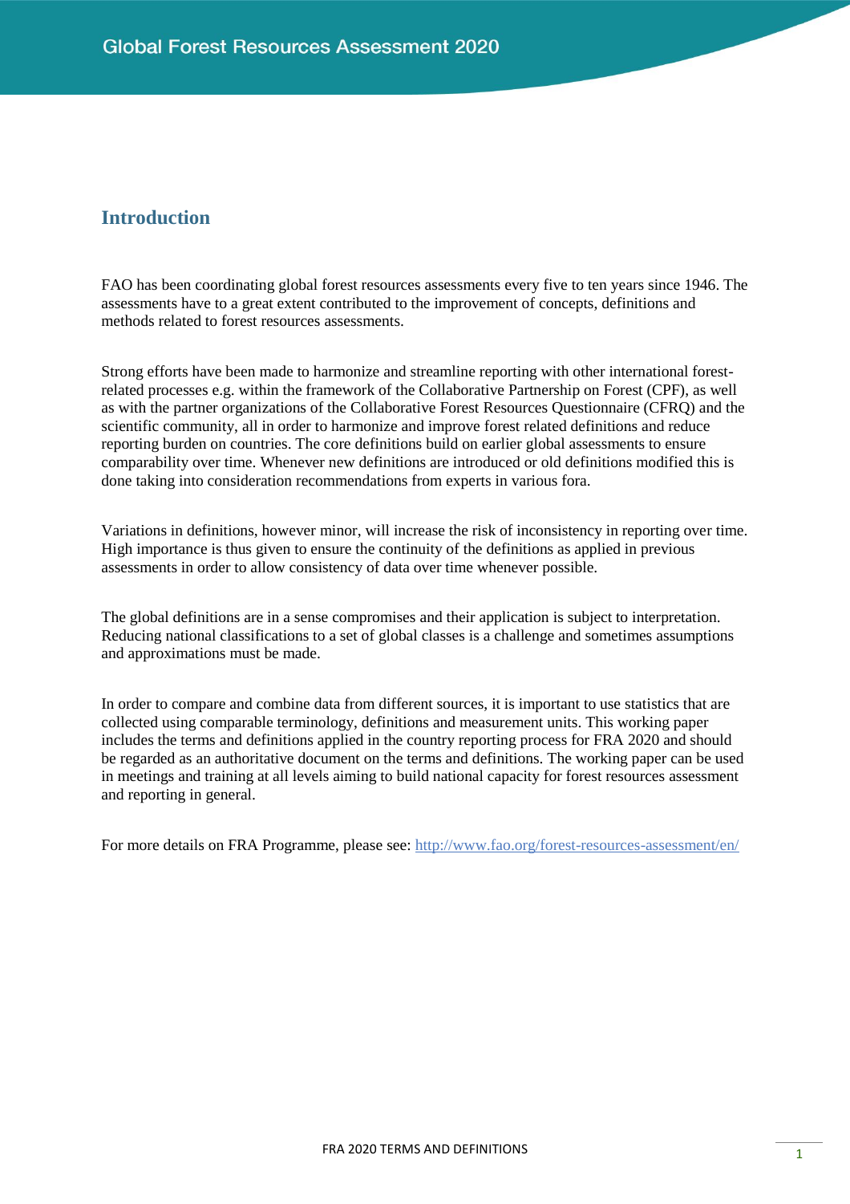# Introduction

FAO has been coordinating global forest resources assessments every five to ten years since 1946. The assessments have to a great extent contributed to the improvement of concepts, definitions and methods related to forest resources assessments.

Strong efforts have been made to harmonize and streamline reporting with other international forest-related processes e.g. within the framework of the Collaborative Partnership on Forest (CPF), as well as with the partner organizations of the Collaborative Forest Resources Questionnaire (CFRQ) and the scientific community, all in order to harmonize and improve forest related definitions and reduce reporting burden on countries. The core definitions build on earlier global assessments to ensure comparability over time. Whenever new definitions are introduced or old definitions modified this is done taking into consideration recommendations from experts in various fora.

Variations in definitions, however minor, will increase the risk of inconsistency in reporting over time. High importance is thus given to ensure the continuity of the definitions as applied in previous assessments in order to allow consistency of data over time whenever possible.

The global definitions are in a sense compromises and their application is subject to interpretation. Reducing national classifications to a set of global classes is a challenge and sometimes assumptions and approximations must be made.

In order to compare and combine data from different sources, it is important to use statistics that are collected using comparable terminology, definitions and measurement units. This working paper includes the terms and definitions applied in the country reporting process for FRA 2020 and should be regarded as an authoritative document on the terms and definitions. The working paper can be used in meetings and training at all levels aiming to build national capacity for forest resources assessment and reporting in general.

For more details on FRA Programme, please see: http://www.fao.org/forest-resources-assessment/en/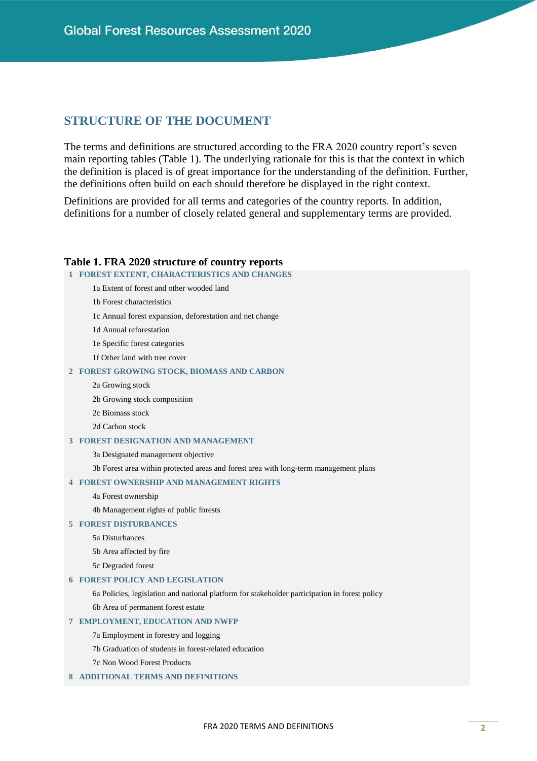## STRUCTURE OF THE DOCUMENT

The terms and definitions are structured according to the FRA 2020 country report's seven main reporting tables (Table 1). The underlying rationale for this is that the context in which the definition is placed is of great importance for the understanding of the definition. Further, the definitions often build on each should therefore be displayed in the right context.

Definitions are provided for all terms and categories of the country reports. In addition, definitions for a number of closely related general and supplementary terms are provided.

**Table 1. FRA 2020 structure of country reports**

| |
|---|
| **1 FOREST EXTENT, CHARACTERISTICS AND CHANGES** |
| 1a Extent of forest and other wooded land |
| 1b Forest characteristics |
| 1c Annual forest expansion, deforestation and net change |
| 1d Annual reforestation |
| 1e Specific forest categories |
| 1f Other land with tree cover |
| **2 FOREST GROWING STOCK, BIOMASS AND CARBON** |
| 2a Growing stock |
| 2b Growing stock composition |
| 2c Biomass stock |
| 2d Carbon stock |
| **3 FOREST DESIGNATION AND MANAGEMENT** |
| 3a Designated management objective |
| 3b Forest area within protected areas and forest area with long-term management plans |
| **4 FOREST OWNERSHIP AND MANAGEMENT RIGHTS** |
| 4a Forest ownership |
| 4b Management rights of public forests |
| **5 FOREST DISTURBANCES** |
| 5a Disturbances |
| 5b Area affected by fire |
| 5c Degraded forest |
| **6 FOREST POLICY AND LEGISLATION** |
| 6a Policies, legislation and national platform for stakeholder participation in forest policy |
| 6b Area of permanent forest estate |
| **7 EMPLOYMENT, EDUCATION AND NWFP** |
| 7a Employment in forestry and logging |
| 7b Graduation of students in forest-related education |
| 7c Non Wood Forest Products |
| **8 ADDITIONAL TERMS AND DEFINITIONS** |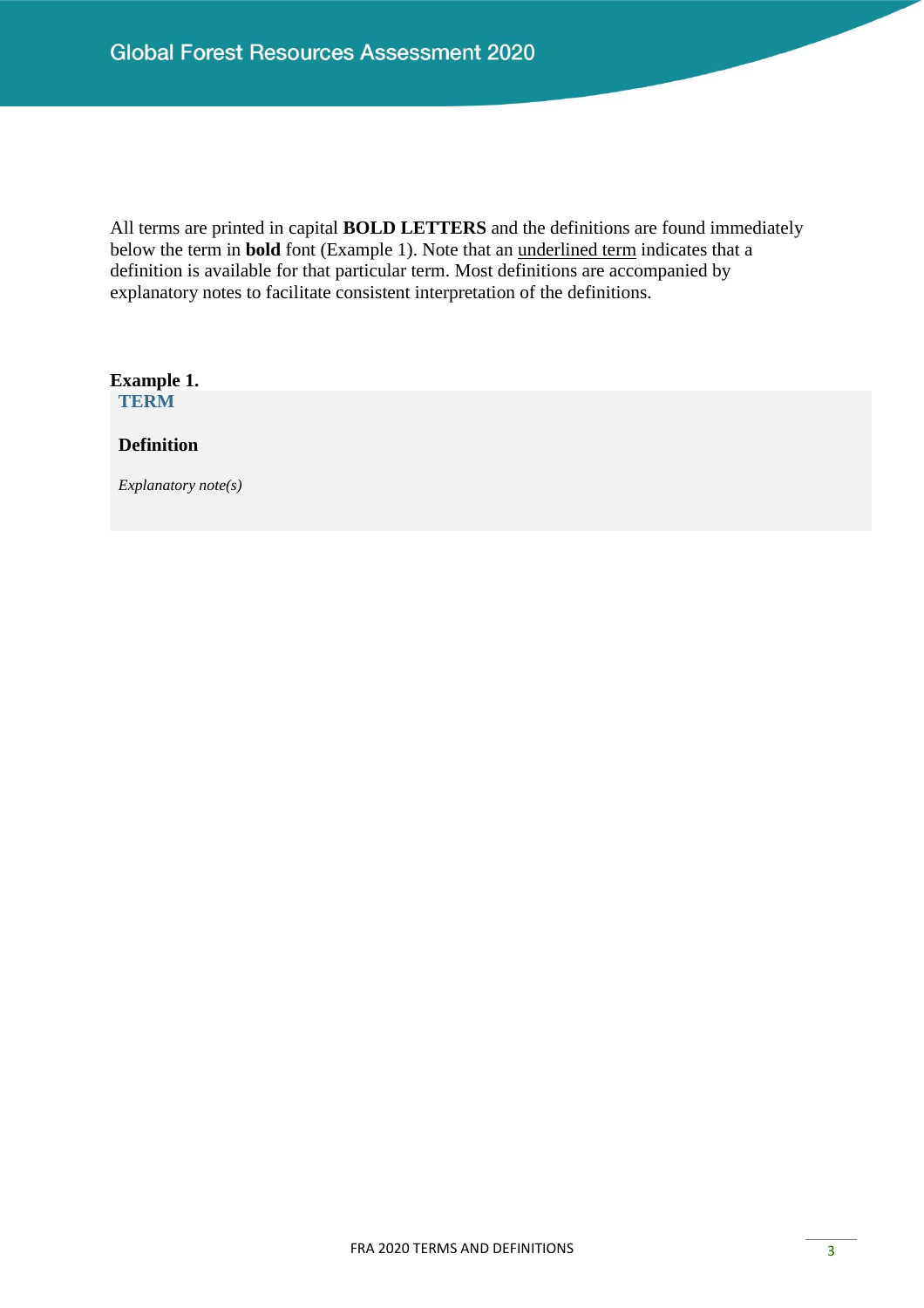All terms are printed in capital **BOLD LETTERS** and the definitions are found immediately below the term in **bold** font (Example 1). Note that an underlined term indicates that a definition is available for that particular term. Most definitions are accompanied by explanatory notes to facilitate consistent interpretation of the definitions.

**Example 1.**

**TERM**

**Definition**

*Explanatory note(s)*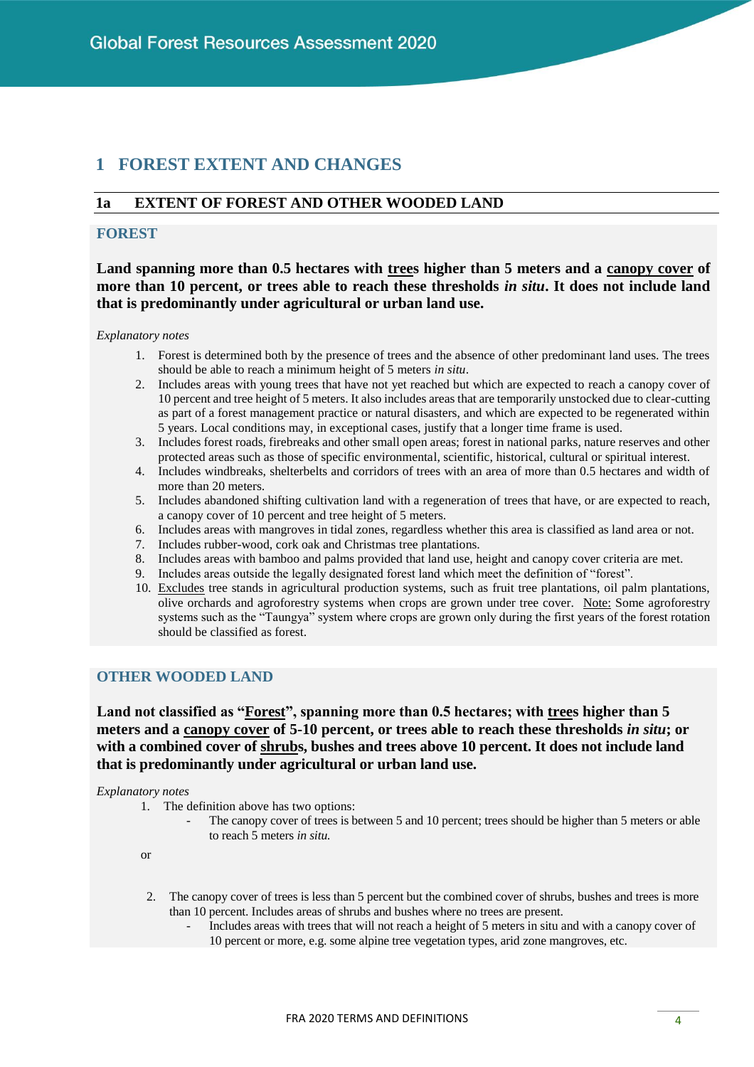# 1 FOREST EXTENT AND CHANGES

## 1a EXTENT OF FOREST AND OTHER WOODED LAND

### FOREST

**Land spanning more than 0.5 hectares with trees higher than 5 meters and a canopy cover of more than 10 percent, or trees able to reach these thresholds *in situ*. It does not include land that is predominantly under agricultural or urban land use.**

*Explanatory notes*

1. Forest is determined both by the presence of trees and the absence of other predominant land uses. The trees should be able to reach a minimum height of 5 meters *in situ*.
2. Includes areas with young trees that have not yet reached but which are expected to reach a canopy cover of 10 percent and tree height of 5 meters. It also includes areas that are temporarily unstocked due to clear-cutting as part of a forest management practice or natural disasters, and which are expected to be regenerated within 5 years. Local conditions may, in exceptional cases, justify that a longer time frame is used.
3. Includes forest roads, firebreaks and other small open areas; forest in national parks, nature reserves and other protected areas such as those of specific environmental, scientific, historical, cultural or spiritual interest.
4. Includes windbreaks, shelterbelts and corridors of trees with an area of more than 0.5 hectares and width of more than 20 meters.
5. Includes abandoned shifting cultivation land with a regeneration of trees that have, or are expected to reach, a canopy cover of 10 percent and tree height of 5 meters.
6. Includes areas with mangroves in tidal zones, regardless whether this area is classified as land area or not.
7. Includes rubber-wood, cork oak and Christmas tree plantations.
8. Includes areas with bamboo and palms provided that land use, height and canopy cover criteria are met.
9. Includes areas outside the legally designated forest land which meet the definition of "forest".
10. Excludes tree stands in agricultural production systems, such as fruit tree plantations, oil palm plantations, olive orchards and agroforestry systems when crops are grown under tree cover. Note: Some agroforestry systems such as the "Taungya" system where crops are grown only during the first years of the forest rotation should be classified as forest.

### OTHER WOODED LAND

**Land not classified as "Forest", spanning more than 0.5 hectares; with trees higher than 5 meters and a canopy cover of 5-10 percent, or trees able to reach these thresholds *in situ*; or with a combined cover of shrubs, bushes and trees above 10 percent. It does not include land that is predominantly under agricultural or urban land use.**

*Explanatory notes*

1. The definition above has two options:
   - The canopy cover of trees is between 5 and 10 percent; trees should be higher than 5 meters or able to reach 5 meters *in situ.*

   or

2. The canopy cover of trees is less than 5 percent but the combined cover of shrubs, bushes and trees is more than 10 percent. Includes areas of shrubs and bushes where no trees are present.
   - Includes areas with trees that will not reach a height of 5 meters in situ and with a canopy cover of 10 percent or more, e.g. some alpine tree vegetation types, arid zone mangroves, etc.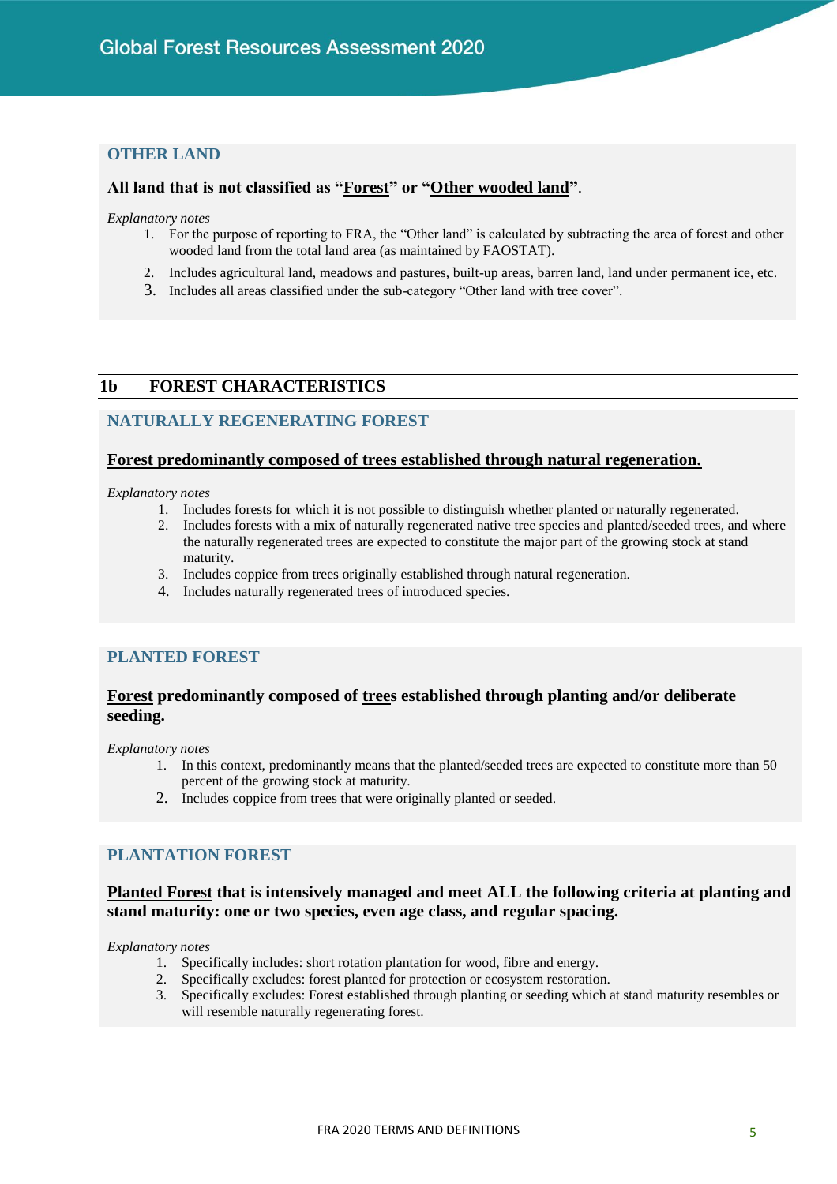### OTHER LAND

**All land that is not classified as "Forest" or "Other wooded land".**

*Explanatory notes*

1. For the purpose of reporting to FRA, the "Other land" is calculated by subtracting the area of forest and other wooded land from the total land area (as maintained by FAOSTAT).
2. Includes agricultural land, meadows and pastures, built-up areas, barren land, land under permanent ice, etc.
3. Includes all areas classified under the sub-category "Other land with tree cover".

## 1b FOREST CHARACTERISTICS

### NATURALLY REGENERATING FOREST

**Forest predominantly composed of trees established through natural regeneration.**

*Explanatory notes*

1. Includes forests for which it is not possible to distinguish whether planted or naturally regenerated.
2. Includes forests with a mix of naturally regenerated native tree species and planted/seeded trees, and where the naturally regenerated trees are expected to constitute the major part of the growing stock at stand maturity.
3. Includes coppice from trees originally established through natural regeneration.
4. Includes naturally regenerated trees of introduced species.

### PLANTED FOREST

**Forest predominantly composed of trees established through planting and/or deliberate seeding.**

*Explanatory notes*

1. In this context, predominantly means that the planted/seeded trees are expected to constitute more than 50 percent of the growing stock at maturity.
2. Includes coppice from trees that were originally planted or seeded.

### PLANTATION FOREST

**Planted Forest that is intensively managed and meet ALL the following criteria at planting and stand maturity: one or two species, even age class, and regular spacing.**

*Explanatory notes*

1. Specifically includes: short rotation plantation for wood, fibre and energy.
2. Specifically excludes: forest planted for protection or ecosystem restoration.
3. Specifically excludes: Forest established through planting or seeding which at stand maturity resembles or will resemble naturally regenerating forest.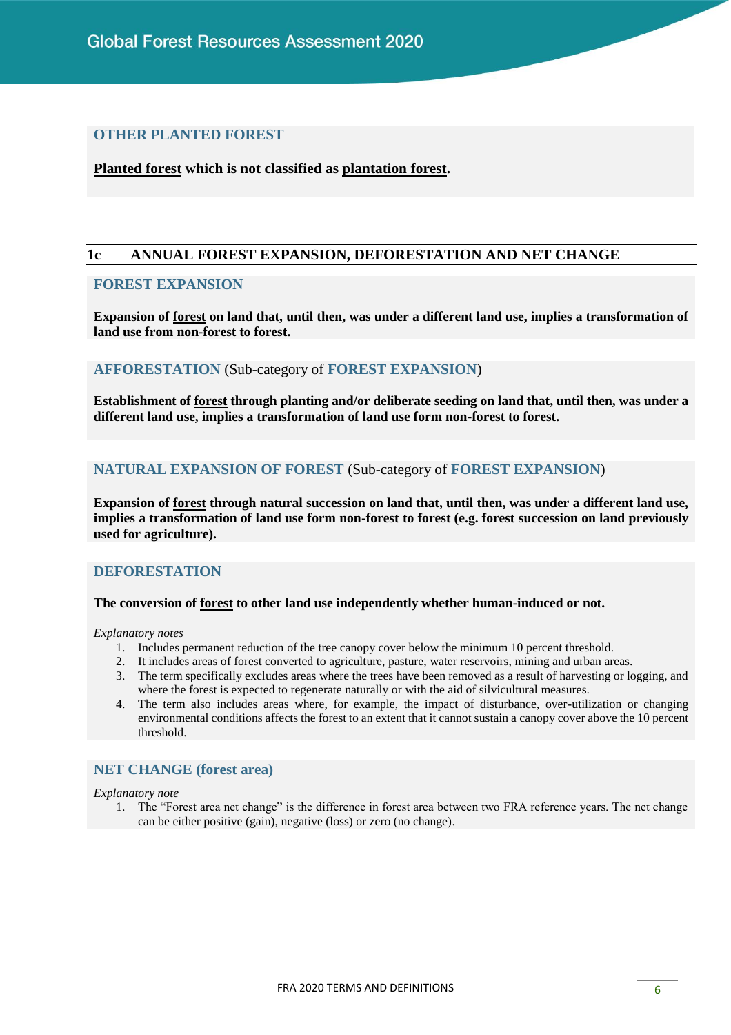### OTHER PLANTED FOREST

**Planted forest which is not classified as plantation forest.**

## 1c ANNUAL FOREST EXPANSION, DEFORESTATION AND NET CHANGE

### FOREST EXPANSION

**Expansion of forest on land that, until then, was under a different land use, implies a transformation of land use from non-forest to forest.**

### AFFORESTATION (Sub-category of FOREST EXPANSION)

**Establishment of forest through planting and/or deliberate seeding on land that, until then, was under a different land use, implies a transformation of land use form non-forest to forest.**

### NATURAL EXPANSION OF FOREST (Sub-category of FOREST EXPANSION)

**Expansion of forest through natural succession on land that, until then, was under a different land use, implies a transformation of land use form non-forest to forest (e.g. forest succession on land previously used for agriculture).**

### DEFORESTATION

**The conversion of forest to other land use independently whether human-induced or not.**

*Explanatory notes*

1. Includes permanent reduction of the tree canopy cover below the minimum 10 percent threshold.
2. It includes areas of forest converted to agriculture, pasture, water reservoirs, mining and urban areas.
3. The term specifically excludes areas where the trees have been removed as a result of harvesting or logging, and where the forest is expected to regenerate naturally or with the aid of silvicultural measures.
4. The term also includes areas where, for example, the impact of disturbance, over-utilization or changing environmental conditions affects the forest to an extent that it cannot sustain a canopy cover above the 10 percent threshold.

### NET CHANGE (forest area)

*Explanatory note*

1. The "Forest area net change" is the difference in forest area between two FRA reference years. The net change can be either positive (gain), negative (loss) or zero (no change).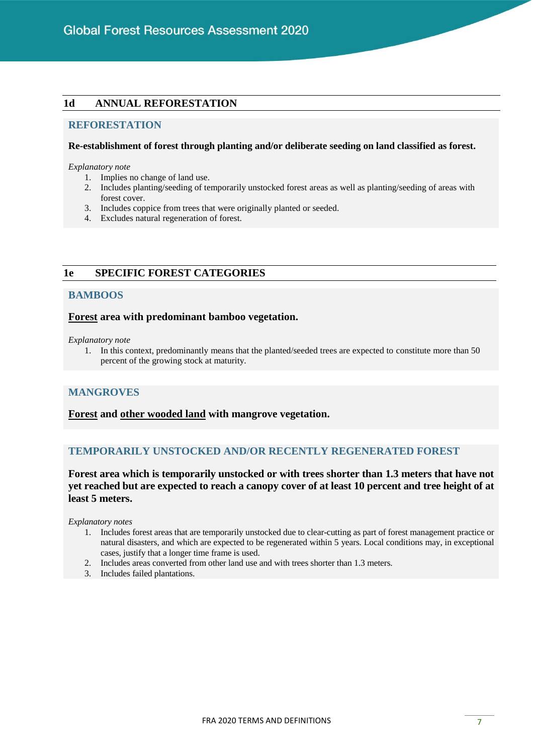## 1d ANNUAL REFORESTATION

### REFORESTATION

**Re-establishment of forest through planting and/or deliberate seeding on land classified as forest.**

*Explanatory note*

1. Implies no change of land use.
2. Includes planting/seeding of temporarily unstocked forest areas as well as planting/seeding of areas with forest cover.
3. Includes coppice from trees that were originally planted or seeded.
4. Excludes natural regeneration of forest.

## 1e SPECIFIC FOREST CATEGORIES

### BAMBOOS

**Forest area with predominant bamboo vegetation.**

*Explanatory note*

1. In this context, predominantly means that the planted/seeded trees are expected to constitute more than 50 percent of the growing stock at maturity.

### MANGROVES

**Forest and other wooded land with mangrove vegetation.**

### TEMPORARILY UNSTOCKED AND/OR RECENTLY REGENERATED FOREST

**Forest area which is temporarily unstocked or with trees shorter than 1.3 meters that have not yet reached but are expected to reach a canopy cover of at least 10 percent and tree height of at least 5 meters.**

*Explanatory notes*

1. Includes forest areas that are temporarily unstocked due to clear-cutting as part of forest management practice or natural disasters, and which are expected to be regenerated within 5 years. Local conditions may, in exceptional cases, justify that a longer time frame is used.
2. Includes areas converted from other land use and with trees shorter than 1.3 meters.
3. Includes failed plantations.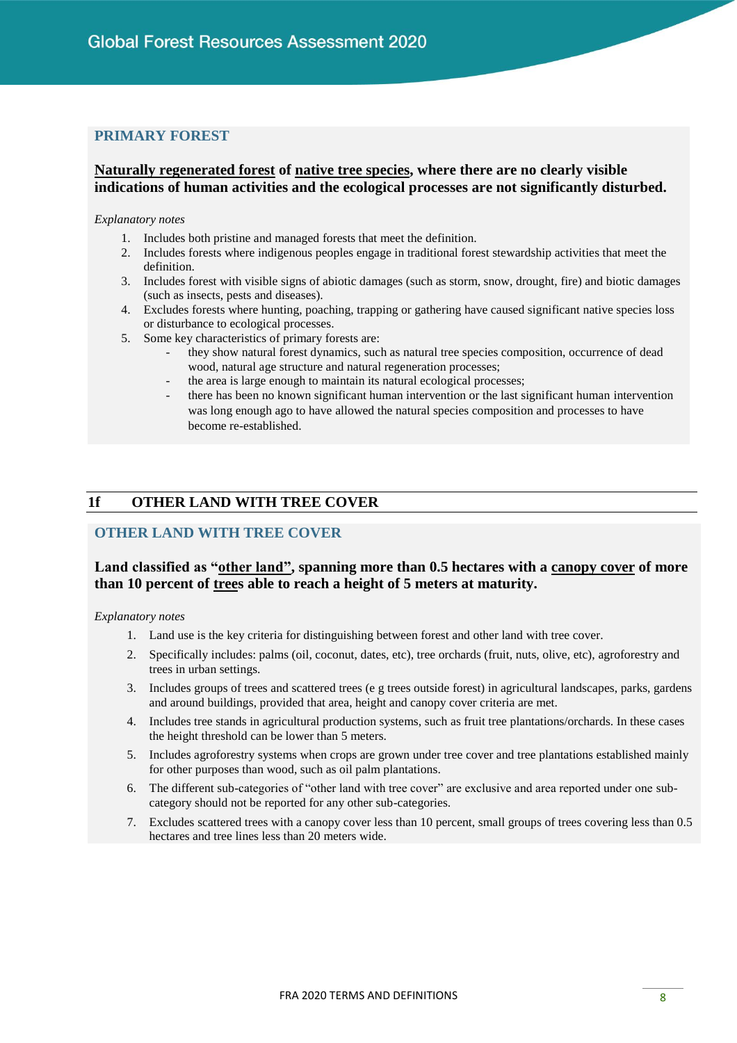### PRIMARY FOREST

**Naturally regenerated forest of native tree species, where there are no clearly visible indications of human activities and the ecological processes are not significantly disturbed.**

*Explanatory notes*

1. Includes both pristine and managed forests that meet the definition.
2. Includes forests where indigenous peoples engage in traditional forest stewardship activities that meet the definition.
3. Includes forest with visible signs of abiotic damages (such as storm, snow, drought, fire) and biotic damages (such as insects, pests and diseases).
4. Excludes forests where hunting, poaching, trapping or gathering have caused significant native species loss or disturbance to ecological processes.
5. Some key characteristics of primary forests are:
   - they show natural forest dynamics, such as natural tree species composition, occurrence of dead wood, natural age structure and natural regeneration processes;
   - the area is large enough to maintain its natural ecological processes;
   - there has been no known significant human intervention or the last significant human intervention was long enough ago to have allowed the natural species composition and processes to have become re-established.

## 1f OTHER LAND WITH TREE COVER

### OTHER LAND WITH TREE COVER

**Land classified as "other land", spanning more than 0.5 hectares with a canopy cover of more than 10 percent of trees able to reach a height of 5 meters at maturity.**

*Explanatory notes*

1. Land use is the key criteria for distinguishing between forest and other land with tree cover.
2. Specifically includes: palms (oil, coconut, dates, etc), tree orchards (fruit, nuts, olive, etc), agroforestry and trees in urban settings.
3. Includes groups of trees and scattered trees (e g trees outside forest) in agricultural landscapes, parks, gardens and around buildings, provided that area, height and canopy cover criteria are met.
4. Includes tree stands in agricultural production systems, such as fruit tree plantations/orchards. In these cases the height threshold can be lower than 5 meters.
5. Includes agroforestry systems when crops are grown under tree cover and tree plantations established mainly for other purposes than wood, such as oil palm plantations.
6. The different sub-categories of "other land with tree cover" are exclusive and area reported under one sub-category should not be reported for any other sub-categories.
7. Excludes scattered trees with a canopy cover less than 10 percent, small groups of trees covering less than 0.5 hectares and tree lines less than 20 meters wide.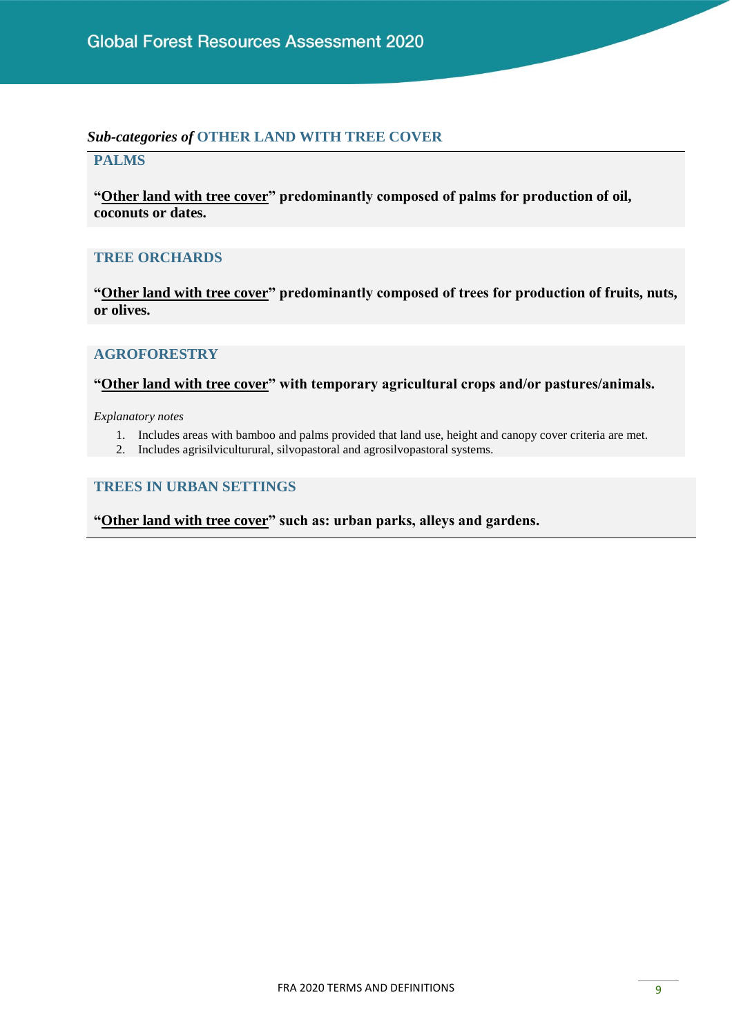***Sub-categories of* OTHER LAND WITH TREE COVER**

### PALMS

**"Other land with tree cover" predominantly composed of palms for production of oil, coconuts or dates.**

### TREE ORCHARDS

**"Other land with tree cover" predominantly composed of trees for production of fruits, nuts, or olives.**

### AGROFORESTRY

**"Other land with tree cover" with temporary agricultural crops and/or pastures/animals.**

*Explanatory notes*

1. Includes areas with bamboo and palms provided that land use, height and canopy cover criteria are met.
2. Includes agrisilviculturural, silvopastoral and agrosilvopastoral systems.

### TREES IN URBAN SETTINGS

**"Other land with tree cover" such as: urban parks, alleys and gardens.**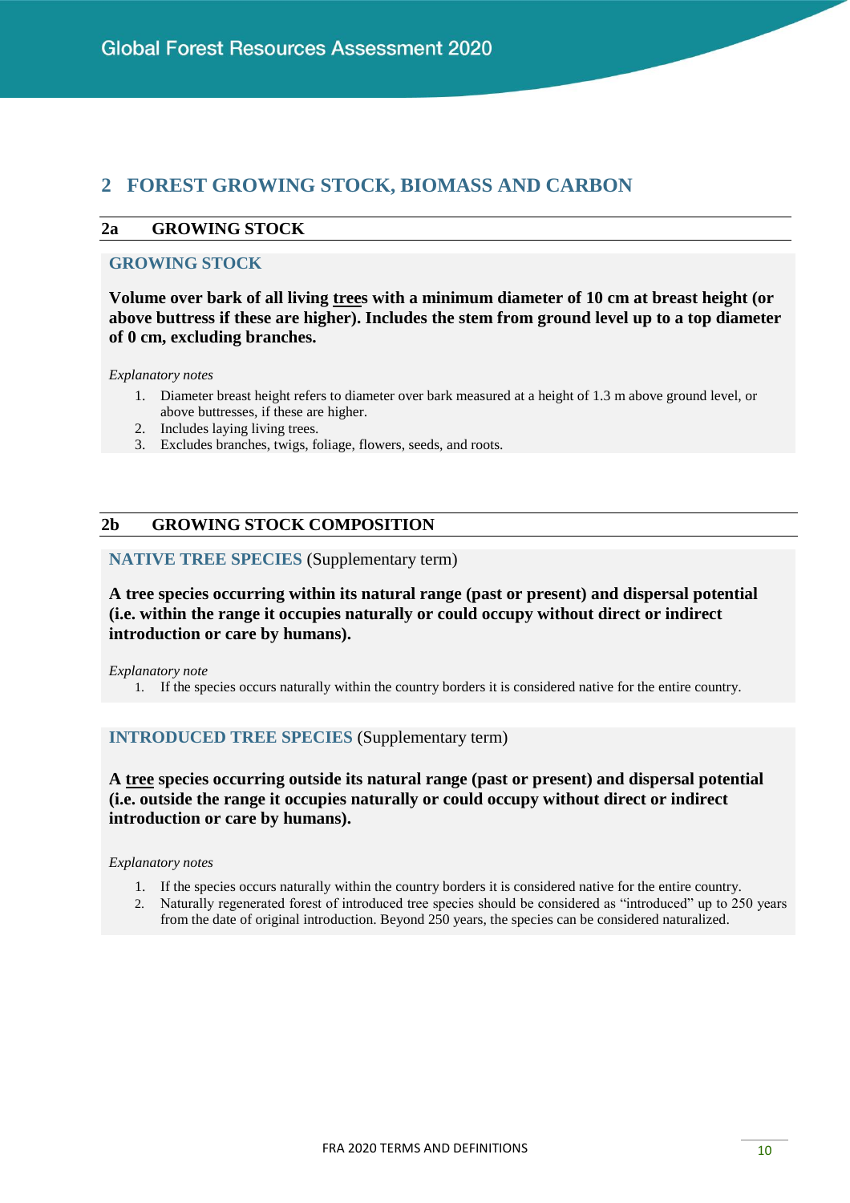# 2 FOREST GROWING STOCK, BIOMASS AND CARBON

## 2a GROWING STOCK

### GROWING STOCK

**Volume over bark of all living trees with a minimum diameter of 10 cm at breast height (or above buttress if these are higher). Includes the stem from ground level up to a top diameter of 0 cm, excluding branches.**

*Explanatory notes*

1. Diameter breast height refers to diameter over bark measured at a height of 1.3 m above ground level, or above buttresses, if these are higher.
2. Includes laying living trees.
3. Excludes branches, twigs, foliage, flowers, seeds, and roots.

## 2b GROWING STOCK COMPOSITION

### NATIVE TREE SPECIES (Supplementary term)

**A tree species occurring within its natural range (past or present) and dispersal potential (i.e. within the range it occupies naturally or could occupy without direct or indirect introduction or care by humans).**

*Explanatory note*

1. If the species occurs naturally within the country borders it is considered native for the entire country.

### INTRODUCED TREE SPECIES (Supplementary term)

**A tree species occurring outside its natural range (past or present) and dispersal potential (i.e. outside the range it occupies naturally or could occupy without direct or indirect introduction or care by humans).**

*Explanatory notes*

1. If the species occurs naturally within the country borders it is considered native for the entire country.
2. Naturally regenerated forest of introduced tree species should be considered as "introduced" up to 250 years from the date of original introduction. Beyond 250 years, the species can be considered naturalized.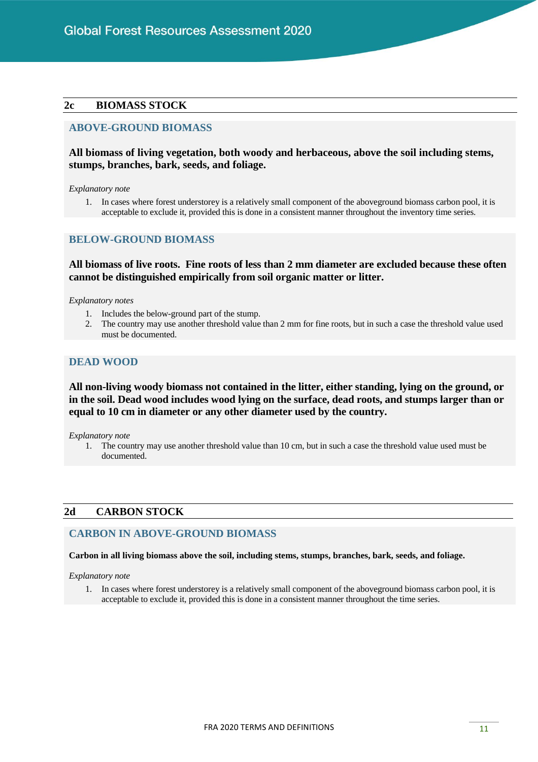## 2c BIOMASS STOCK

### ABOVE-GROUND BIOMASS

**All biomass of living vegetation, both woody and herbaceous, above the soil including stems, stumps, branches, bark, seeds, and foliage.**

*Explanatory note*

1. In cases where forest understorey is a relatively small component of the aboveground biomass carbon pool, it is acceptable to exclude it, provided this is done in a consistent manner throughout the inventory time series.

### BELOW-GROUND BIOMASS

**All biomass of live roots. Fine roots of less than 2 mm diameter are excluded because these often cannot be distinguished empirically from soil organic matter or litter.**

*Explanatory notes*

1. Includes the below-ground part of the stump.
2. The country may use another threshold value than 2 mm for fine roots, but in such a case the threshold value used must be documented.

### DEAD WOOD

**All non-living woody biomass not contained in the litter, either standing, lying on the ground, or in the soil. Dead wood includes wood lying on the surface, dead roots, and stumps larger than or equal to 10 cm in diameter or any other diameter used by the country.**

*Explanatory note*

1. The country may use another threshold value than 10 cm, but in such a case the threshold value used must be documented.

## 2d CARBON STOCK

### CARBON IN ABOVE-GROUND BIOMASS

**Carbon in all living biomass above the soil, including stems, stumps, branches, bark, seeds, and foliage.**

*Explanatory note*

1. In cases where forest understorey is a relatively small component of the aboveground biomass carbon pool, it is acceptable to exclude it, provided this is done in a consistent manner throughout the time series.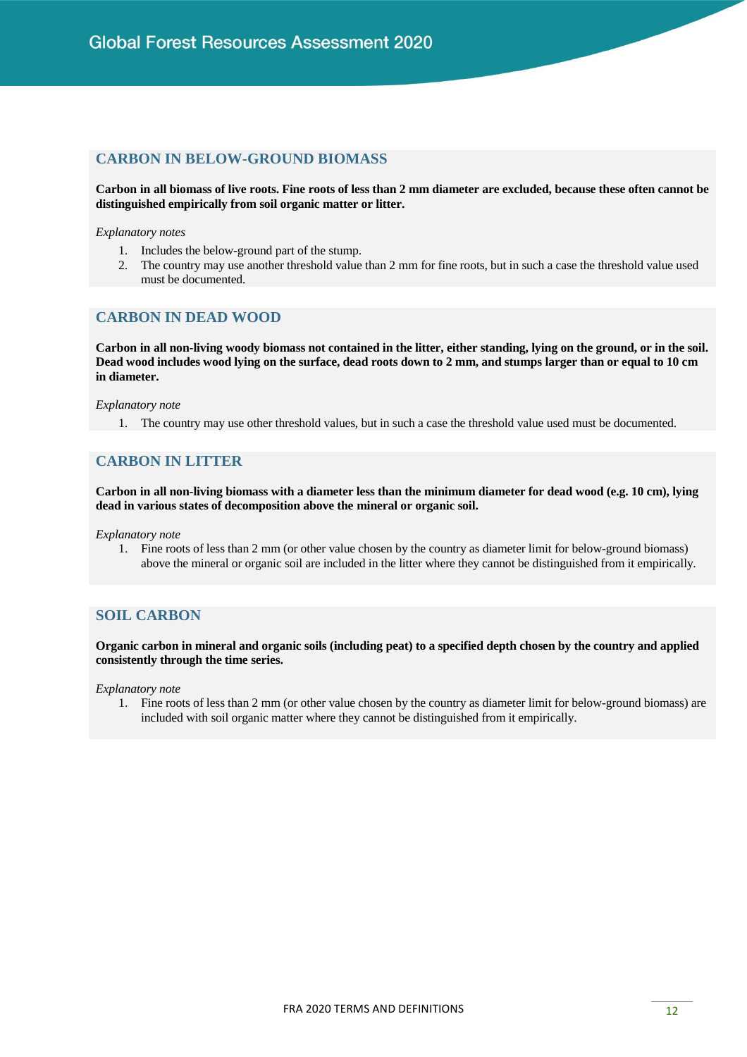## CARBON IN BELOW-GROUND BIOMASS

**Carbon in all biomass of live roots. Fine roots of less than 2 mm diameter are excluded, because these often cannot be distinguished empirically from soil organic matter or litter.**

*Explanatory notes*

1. Includes the below-ground part of the stump.
2. The country may use another threshold value than 2 mm for fine roots, but in such a case the threshold value used must be documented.

## CARBON IN DEAD WOOD

**Carbon in all non-living woody biomass not contained in the litter, either standing, lying on the ground, or in the soil. Dead wood includes wood lying on the surface, dead roots down to 2 mm, and stumps larger than or equal to 10 cm in diameter.**

*Explanatory note*

1. The country may use other threshold values, but in such a case the threshold value used must be documented.

## CARBON IN LITTER

**Carbon in all non-living biomass with a diameter less than the minimum diameter for dead wood (e.g. 10 cm), lying dead in various states of decomposition above the mineral or organic soil.**

*Explanatory note*

1. Fine roots of less than 2 mm (or other value chosen by the country as diameter limit for below-ground biomass) above the mineral or organic soil are included in the litter where they cannot be distinguished from it empirically.

## SOIL CARBON

**Organic carbon in mineral and organic soils (including peat) to a specified depth chosen by the country and applied consistently through the time series.**

*Explanatory note*

1. Fine roots of less than 2 mm (or other value chosen by the country as diameter limit for below-ground biomass) are included with soil organic matter where they cannot be distinguished from it empirically.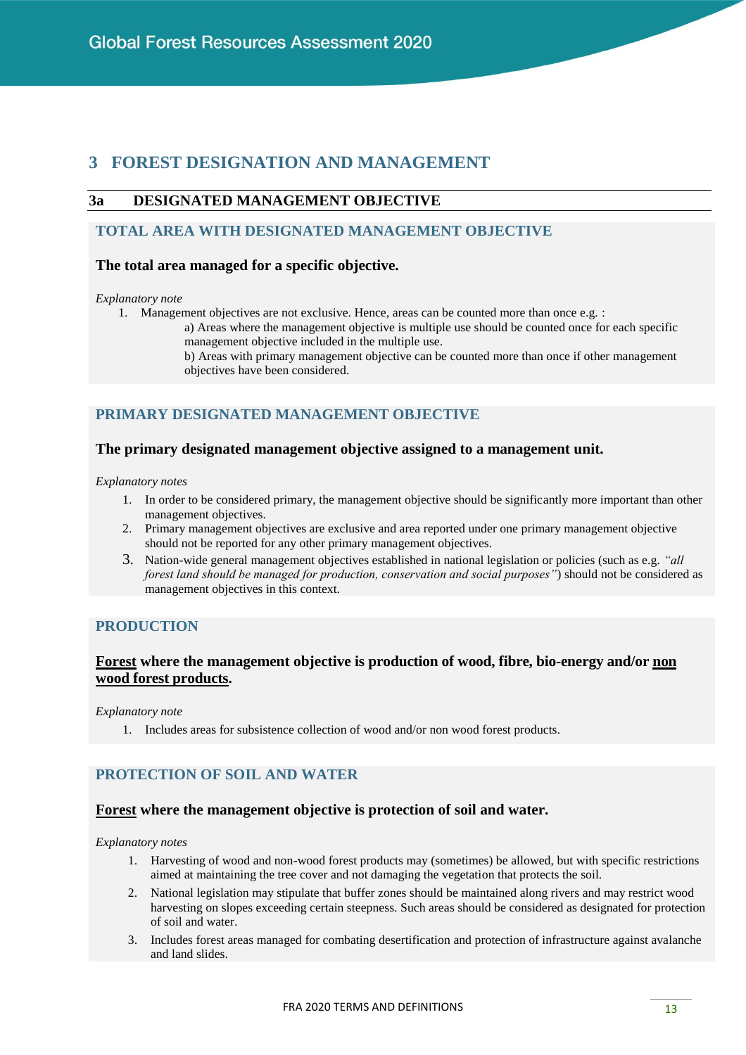# 3 FOREST DESIGNATION AND MANAGEMENT

## 3a DESIGNATED MANAGEMENT OBJECTIVE

### TOTAL AREA WITH DESIGNATED MANAGEMENT OBJECTIVE

**The total area managed for a specific objective.**

*Explanatory note*

1. Management objectives are not exclusive. Hence, areas can be counted more than once e.g. :

   a) Areas where the management objective is multiple use should be counted once for each specific management objective included in the multiple use.

   b) Areas with primary management objective can be counted more than once if other management objectives have been considered.

### PRIMARY DESIGNATED MANAGEMENT OBJECTIVE

**The primary designated management objective assigned to a management unit.**

*Explanatory notes*

1. In order to be considered primary, the management objective should be significantly more important than other management objectives.
2. Primary management objectives are exclusive and area reported under one primary management objective should not be reported for any other primary management objectives.
3. Nation-wide general management objectives established in national legislation or policies (such as e.g. *"all forest land should be managed for production, conservation and social purposes"*) should not be considered as management objectives in this context.

### PRODUCTION

**Forest where the management objective is production of wood, fibre, bio-energy and/or non wood forest products.**

*Explanatory note*

1. Includes areas for subsistence collection of wood and/or non wood forest products.

### PROTECTION OF SOIL AND WATER

**Forest where the management objective is protection of soil and water.**

*Explanatory notes*

1. Harvesting of wood and non-wood forest products may (sometimes) be allowed, but with specific restrictions aimed at maintaining the tree cover and not damaging the vegetation that protects the soil.
2. National legislation may stipulate that buffer zones should be maintained along rivers and may restrict wood harvesting on slopes exceeding certain steepness. Such areas should be considered as designated for protection of soil and water.
3. Includes forest areas managed for combating desertification and protection of infrastructure against avalanche and land slides.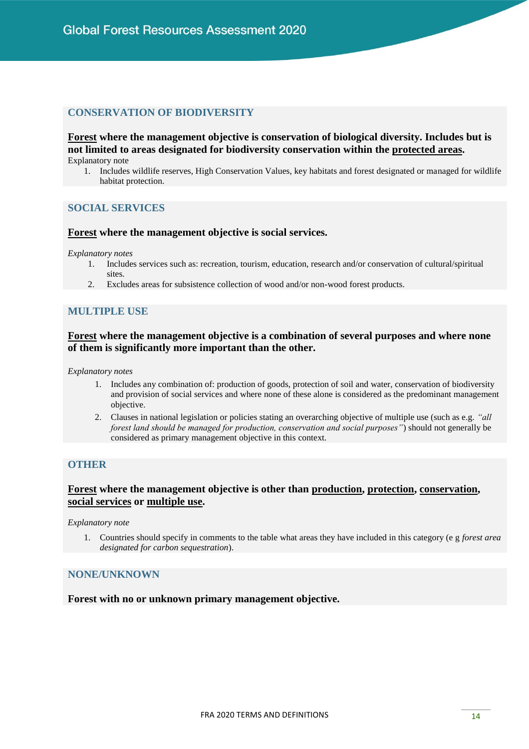### CONSERVATION OF BIODIVERSITY

**Forest where the management objective is conservation of biological diversity. Includes but is not limited to areas designated for biodiversity conservation within the protected areas.**

Explanatory note

1. Includes wildlife reserves, High Conservation Values, key habitats and forest designated or managed for wildlife habitat protection.

### SOCIAL SERVICES

**Forest where the management objective is social services.**

*Explanatory notes*

1. Includes services such as: recreation, tourism, education, research and/or conservation of cultural/spiritual sites.
2. Excludes areas for subsistence collection of wood and/or non-wood forest products.

### MULTIPLE USE

**Forest where the management objective is a combination of several purposes and where none of them is significantly more important than the other.**

*Explanatory notes*

1. Includes any combination of: production of goods, protection of soil and water, conservation of biodiversity and provision of social services and where none of these alone is considered as the predominant management objective.
2. Clauses in national legislation or policies stating an overarching objective of multiple use (such as e.g. *"all forest land should be managed for production, conservation and social purposes"*) should not generally be considered as primary management objective in this context.

### OTHER

**Forest where the management objective is other than production, protection, conservation, social services or multiple use.**

*Explanatory note*

1. Countries should specify in comments to the table what areas they have included in this category (e g *forest area designated for carbon sequestration*).

### NONE/UNKNOWN

**Forest with no or unknown primary management objective.**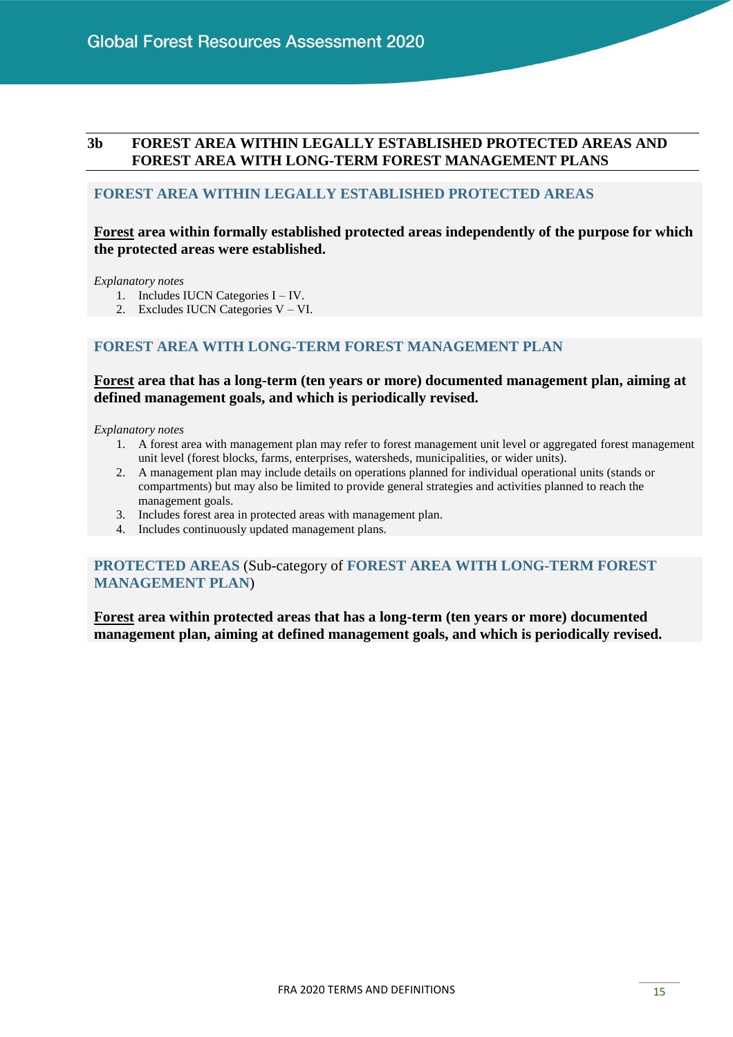## 3b FOREST AREA WITHIN LEGALLY ESTABLISHED PROTECTED AREAS AND FOREST AREA WITH LONG-TERM FOREST MANAGEMENT PLANS

### FOREST AREA WITHIN LEGALLY ESTABLISHED PROTECTED AREAS

**Forest area within formally established protected areas independently of the purpose for which the protected areas were established.**

*Explanatory notes*

1. Includes IUCN Categories I – IV.
2. Excludes IUCN Categories V – VI.

### FOREST AREA WITH LONG-TERM FOREST MANAGEMENT PLAN

**Forest area that has a long-term (ten years or more) documented management plan, aiming at defined management goals, and which is periodically revised.**

*Explanatory notes*

1. A forest area with management plan may refer to forest management unit level or aggregated forest management unit level (forest blocks, farms, enterprises, watersheds, municipalities, or wider units).
2. A management plan may include details on operations planned for individual operational units (stands or compartments) but may also be limited to provide general strategies and activities planned to reach the management goals.
3. Includes forest area in protected areas with management plan.
4. Includes continuously updated management plans.

### PROTECTED AREAS (Sub-category of FOREST AREA WITH LONG-TERM FOREST MANAGEMENT PLAN)

**Forest area within protected areas that has a long-term (ten years or more) documented management plan, aiming at defined management goals, and which is periodically revised.**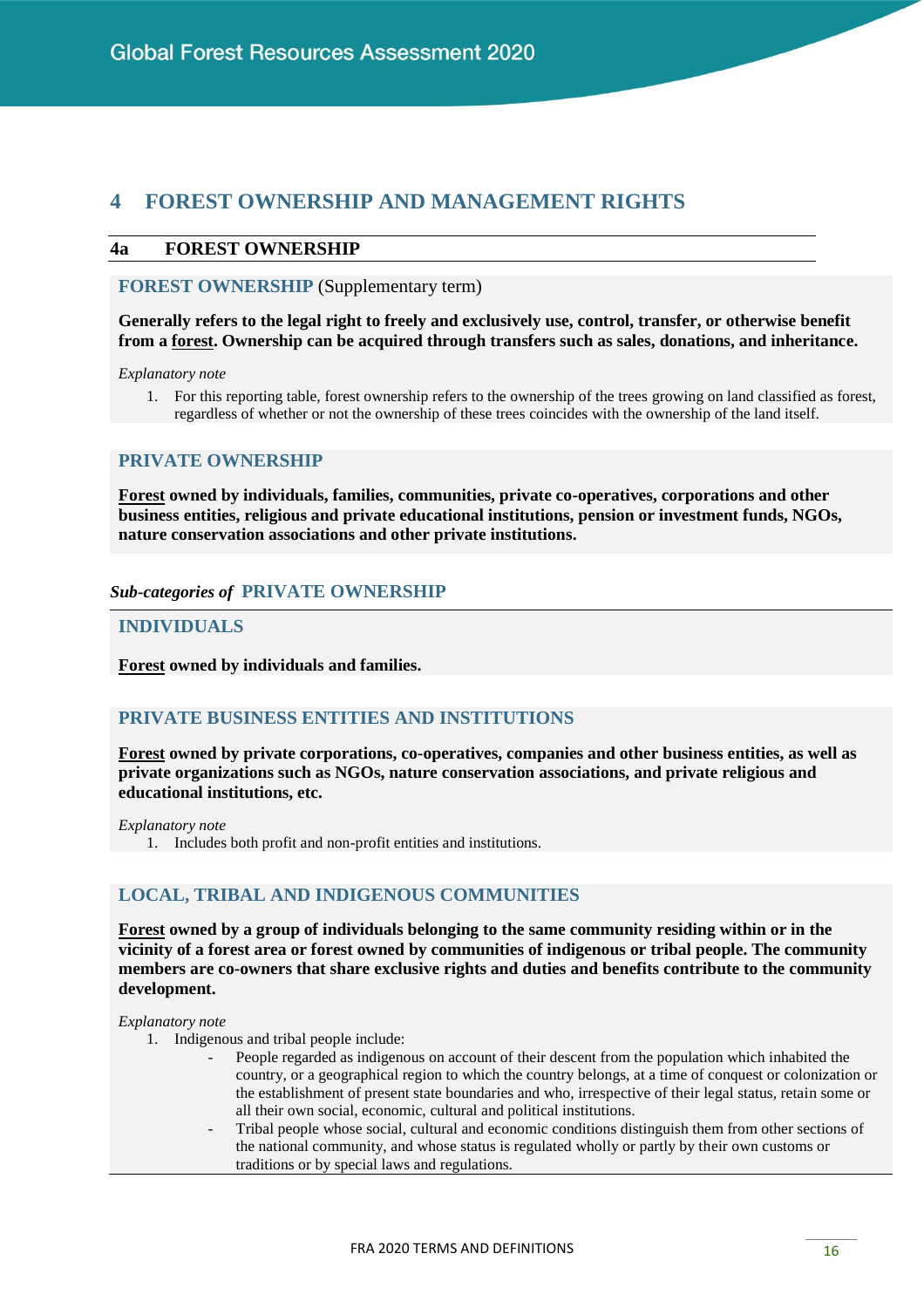# 4 FOREST OWNERSHIP AND MANAGEMENT RIGHTS

## 4a FOREST OWNERSHIP

### FOREST OWNERSHIP (Supplementary term)

**Generally refers to the legal right to freely and exclusively use, control, transfer, or otherwise benefit from a forest. Ownership can be acquired through transfers such as sales, donations, and inheritance.**

*Explanatory note*

1. For this reporting table, forest ownership refers to the ownership of the trees growing on land classified as forest, regardless of whether or not the ownership of these trees coincides with the ownership of the land itself.

### PRIVATE OWNERSHIP

**Forest owned by individuals, families, communities, private co-operatives, corporations and other business entities, religious and private educational institutions, pension or investment funds, NGOs, nature conservation associations and other private institutions.**

***Sub-categories of* PRIVATE OWNERSHIP**

### INDIVIDUALS

**Forest owned by individuals and families.**

### PRIVATE BUSINESS ENTITIES AND INSTITUTIONS

**Forest owned by private corporations, co-operatives, companies and other business entities, as well as private organizations such as NGOs, nature conservation associations, and private religious and educational institutions, etc.**

*Explanatory note*

1. Includes both profit and non-profit entities and institutions.

### LOCAL, TRIBAL AND INDIGENOUS COMMUNITIES

**Forest owned by a group of individuals belonging to the same community residing within or in the vicinity of a forest area or forest owned by communities of indigenous or tribal people. The community members are co-owners that share exclusive rights and duties and benefits contribute to the community development.**

*Explanatory note*

1. Indigenous and tribal people include:
   - People regarded as indigenous on account of their descent from the population which inhabited the country, or a geographical region to which the country belongs, at a time of conquest or colonization or the establishment of present state boundaries and who, irrespective of their legal status, retain some or all their own social, economic, cultural and political institutions.
   - Tribal people whose social, cultural and economic conditions distinguish them from other sections of the national community, and whose status is regulated wholly or partly by their own customs or traditions or by special laws and regulations.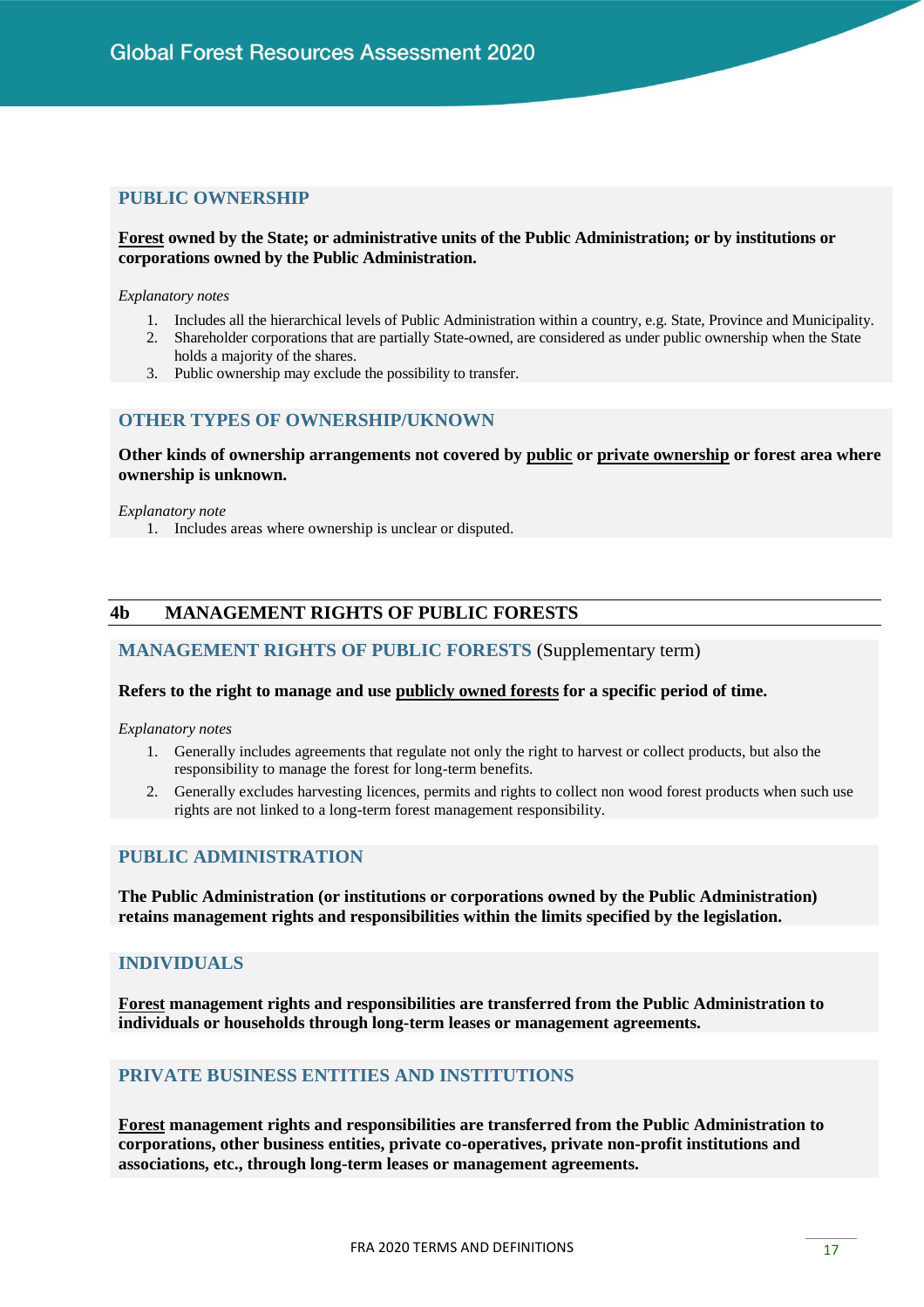### PUBLIC OWNERSHIP

**Forest owned by the State; or administrative units of the Public Administration; or by institutions or corporations owned by the Public Administration.**

*Explanatory notes*

1. Includes all the hierarchical levels of Public Administration within a country, e.g. State, Province and Municipality.
2. Shareholder corporations that are partially State-owned, are considered as under public ownership when the State holds a majority of the shares.
3. Public ownership may exclude the possibility to transfer.

### OTHER TYPES OF OWNERSHIP/UKNOWN

**Other kinds of ownership arrangements not covered by public or private ownership or forest area where ownership is unknown.**

*Explanatory note*

1. Includes areas where ownership is unclear or disputed.

## 4b MANAGEMENT RIGHTS OF PUBLIC FORESTS

### MANAGEMENT RIGHTS OF PUBLIC FORESTS (Supplementary term)

**Refers to the right to manage and use publicly owned forests for a specific period of time.**

*Explanatory notes*

1. Generally includes agreements that regulate not only the right to harvest or collect products, but also the responsibility to manage the forest for long-term benefits.
2. Generally excludes harvesting licences, permits and rights to collect non wood forest products when such use rights are not linked to a long-term forest management responsibility.

### PUBLIC ADMINISTRATION

**The Public Administration (or institutions or corporations owned by the Public Administration) retains management rights and responsibilities within the limits specified by the legislation.**

### INDIVIDUALS

**Forest management rights and responsibilities are transferred from the Public Administration to individuals or households through long-term leases or management agreements.**

### PRIVATE BUSINESS ENTITIES AND INSTITUTIONS

**Forest management rights and responsibilities are transferred from the Public Administration to corporations, other business entities, private co-operatives, private non-profit institutions and associations, etc., through long-term leases or management agreements.**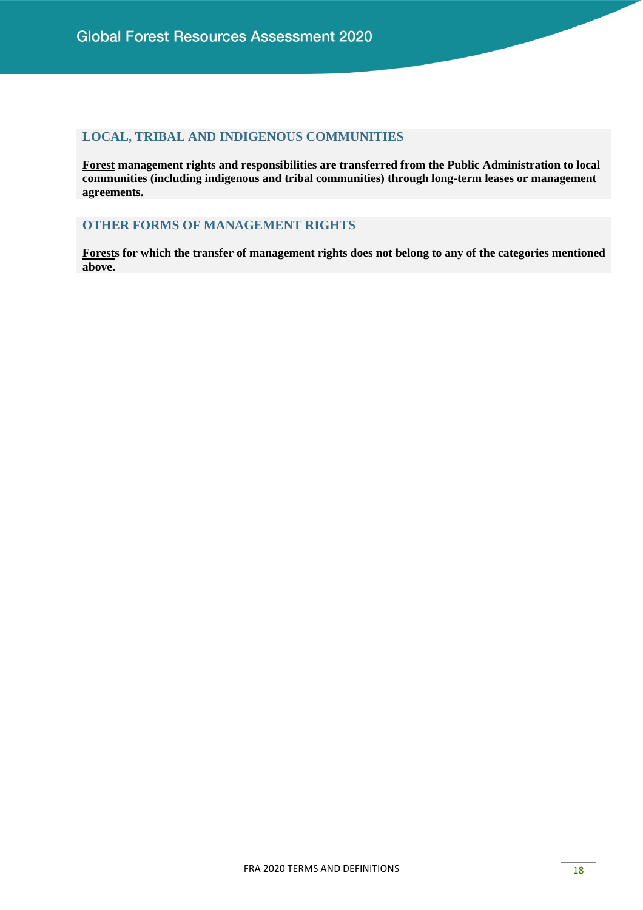### LOCAL, TRIBAL AND INDIGENOUS COMMUNITIES

**Forest management rights and responsibilities are transferred from the Public Administration to local communities (including indigenous and tribal communities) through long-term leases or management agreements.**

### OTHER FORMS OF MANAGEMENT RIGHTS

**Forests for which the transfer of management rights does not belong to any of the categories mentioned above.**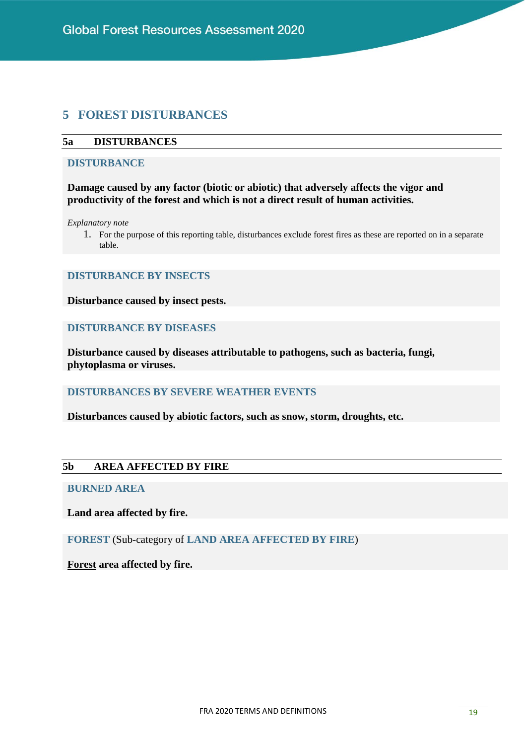# 5 FOREST DISTURBANCES

## 5a DISTURBANCES

### DISTURBANCE

**Damage caused by any factor (biotic or abiotic) that adversely affects the vigor and productivity of the forest and which is not a direct result of human activities.**

*Explanatory note*

1. For the purpose of this reporting table, disturbances exclude forest fires as these are reported on in a separate table.

### DISTURBANCE BY INSECTS

**Disturbance caused by insect pests.**

### DISTURBANCE BY DISEASES

**Disturbance caused by diseases attributable to pathogens, such as bacteria, fungi, phytoplasma or viruses.**

### DISTURBANCES BY SEVERE WEATHER EVENTS

**Disturbances caused by abiotic factors, such as snow, storm, droughts, etc.**

## 5b AREA AFFECTED BY FIRE

### BURNED AREA

**Land area affected by fire.**

### FOREST (Sub-category of LAND AREA AFFECTED BY FIRE)

**Forest area affected by fire.**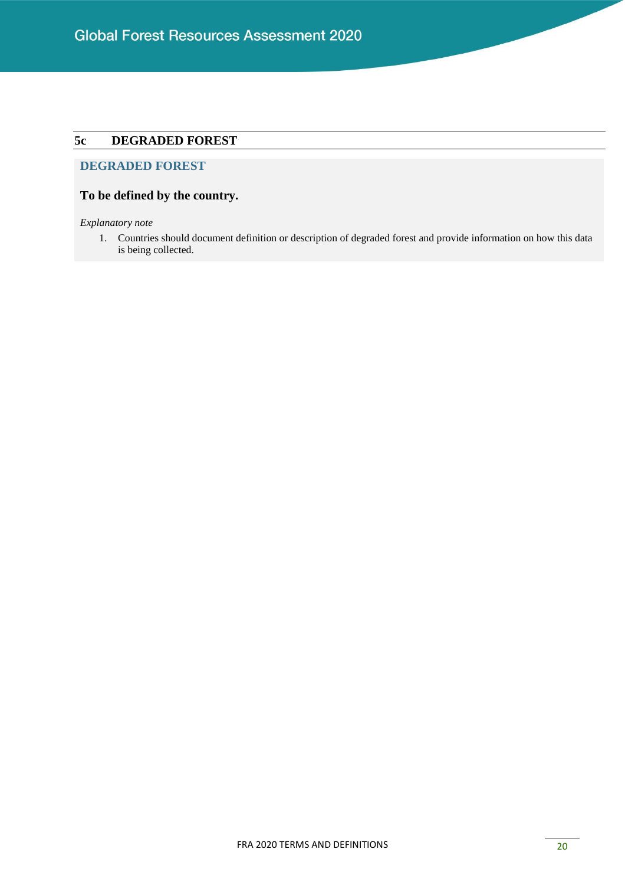## 5c DEGRADED FOREST

### DEGRADED FOREST

**To be defined by the country.**

*Explanatory note*

1. Countries should document definition or description of degraded forest and provide information on how this data is being collected.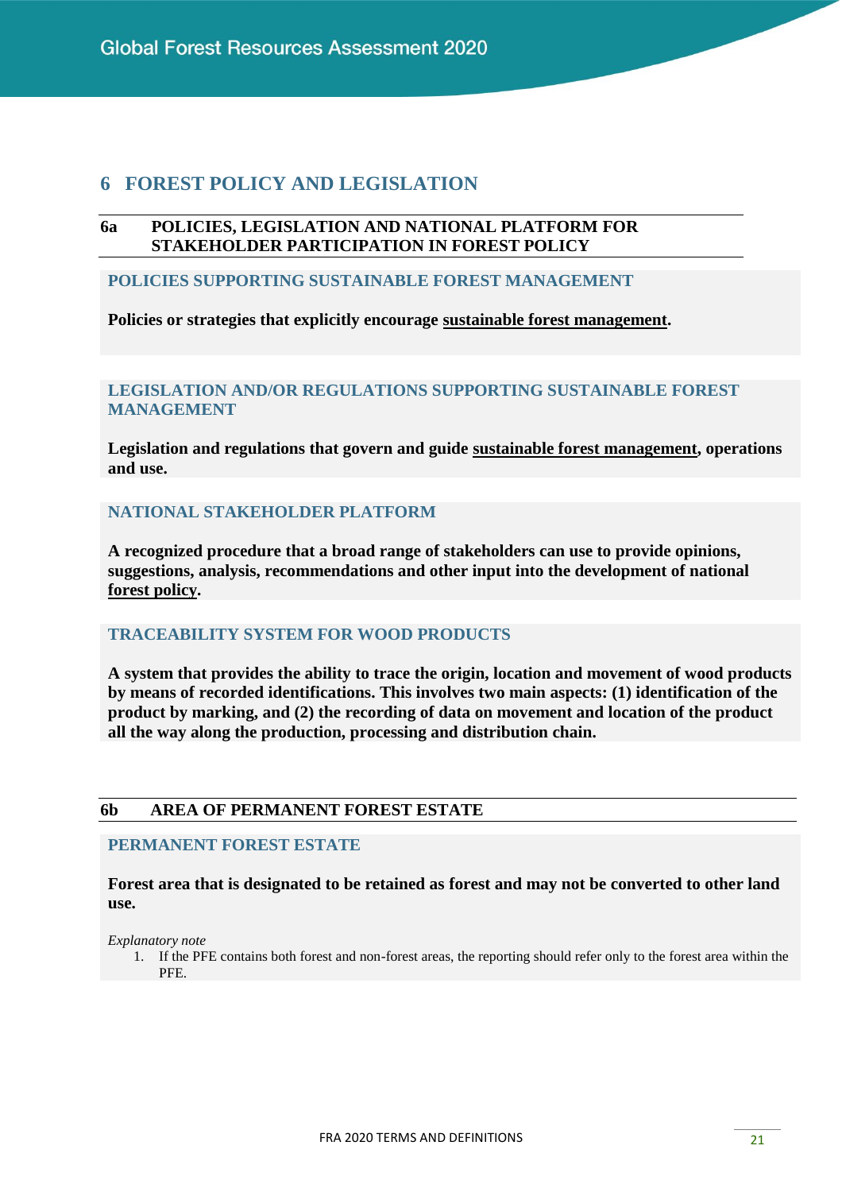# 6 FOREST POLICY AND LEGISLATION

## 6a POLICIES, LEGISLATION AND NATIONAL PLATFORM FOR STAKEHOLDER PARTICIPATION IN FOREST POLICY

### POLICIES SUPPORTING SUSTAINABLE FOREST MANAGEMENT

**Policies or strategies that explicitly encourage sustainable forest management.**

### LEGISLATION AND/OR REGULATIONS SUPPORTING SUSTAINABLE FOREST MANAGEMENT

**Legislation and regulations that govern and guide sustainable forest management, operations and use.**

### NATIONAL STAKEHOLDER PLATFORM

**A recognized procedure that a broad range of stakeholders can use to provide opinions, suggestions, analysis, recommendations and other input into the development of national forest policy.**

### TRACEABILITY SYSTEM FOR WOOD PRODUCTS

**A system that provides the ability to trace the origin, location and movement of wood products by means of recorded identifications. This involves two main aspects: (1) identification of the product by marking, and (2) the recording of data on movement and location of the product all the way along the production, processing and distribution chain.**

## 6b AREA OF PERMANENT FOREST ESTATE

### PERMANENT FOREST ESTATE

**Forest area that is designated to be retained as forest and may not be converted to other land use.**

*Explanatory note*

1. If the PFE contains both forest and non-forest areas, the reporting should refer only to the forest area within the PFE.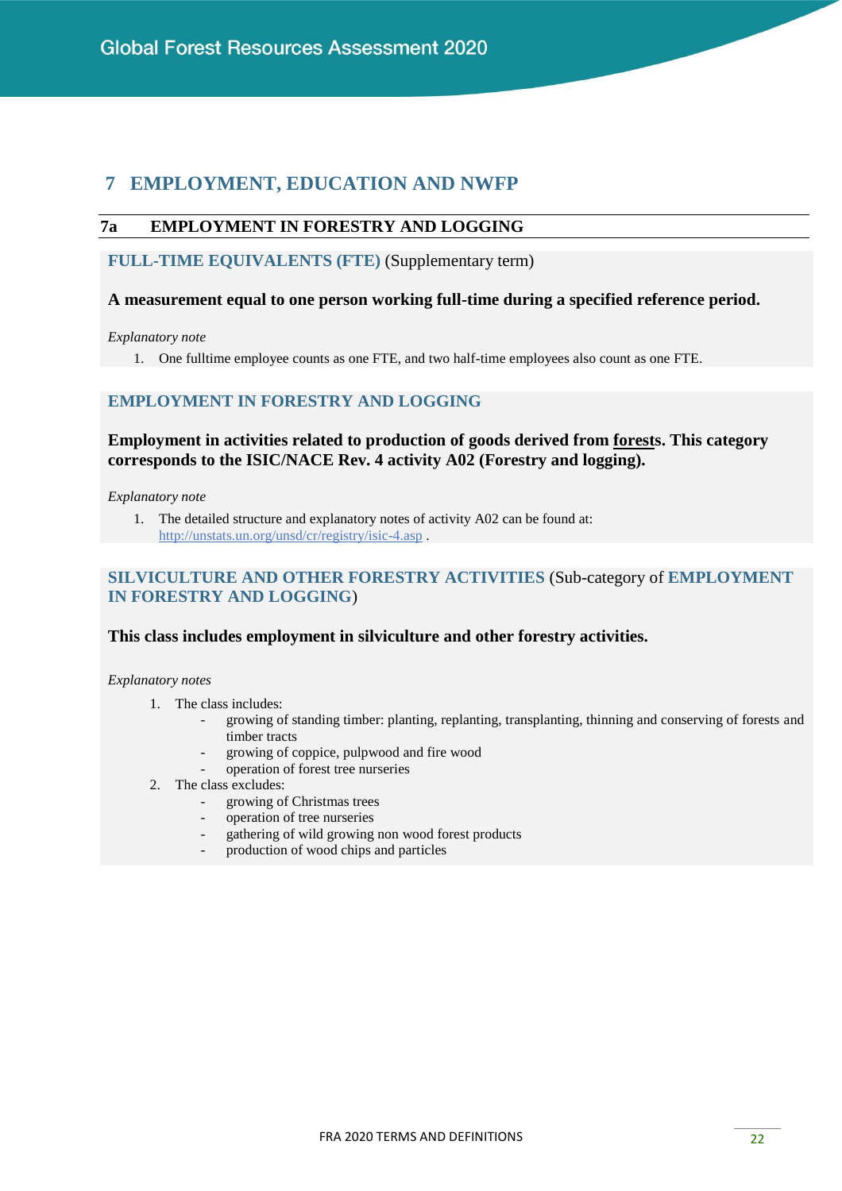## 7 EMPLOYMENT, EDUCATION AND NWFP

### 7a EMPLOYMENT IN FORESTRY AND LOGGING

**FULL-TIME EQUIVALENTS (FTE)** (Supplementary term)

**A measurement equal to one person working full-time during a specified reference period.**

*Explanatory note*

1. One fulltime employee counts as one FTE, and two half-time employees also count as one FTE.

**EMPLOYMENT IN FORESTRY AND LOGGING**

**Employment in activities related to production of goods derived from forests. This category corresponds to the ISIC/NACE Rev. 4 activity A02 (Forestry and logging).**

*Explanatory note*

1. The detailed structure and explanatory notes of activity A02 can be found at: http://unstats.un.org/unsd/cr/registry/isic-4.asp .

**SILVICULTURE AND OTHER FORESTRY ACTIVITIES** (Sub-category of **EMPLOYMENT IN FORESTRY AND LOGGING**)

**This class includes employment in silviculture and other forestry activities.**

*Explanatory notes*

1. The class includes:
   - growing of standing timber: planting, replanting, transplanting, thinning and conserving of forests and timber tracts
   - growing of coppice, pulpwood and fire wood
   - operation of forest tree nurseries
2. The class excludes:
   - growing of Christmas trees
   - operation of tree nurseries
   - gathering of wild growing non wood forest products
   - production of wood chips and particles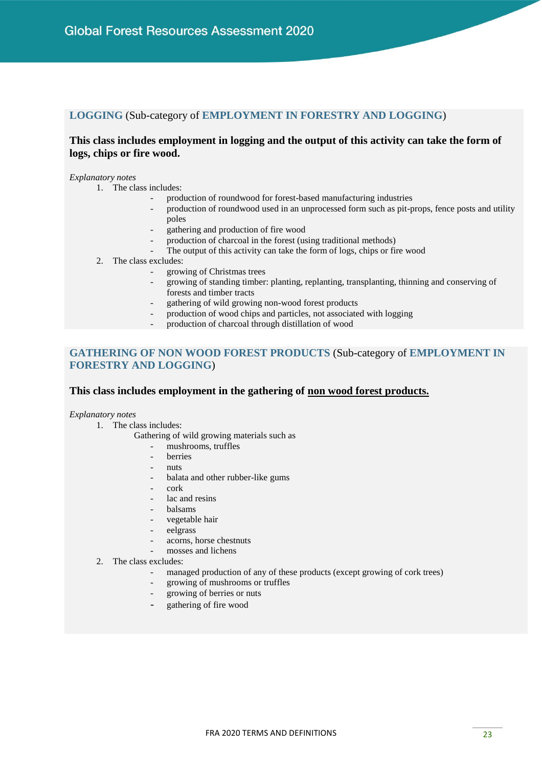## LOGGING (Sub-category of EMPLOYMENT IN FORESTRY AND LOGGING)

**This class includes employment in logging and the output of this activity can take the form of logs, chips or fire wood.**

*Explanatory notes*

1. The class includes:
   - production of roundwood for forest-based manufacturing industries
   - production of roundwood used in an unprocessed form such as pit-props, fence posts and utility poles
   - gathering and production of fire wood
   - production of charcoal in the forest (using traditional methods)
   - The output of this activity can take the form of logs, chips or fire wood
2. The class excludes:
   - growing of Christmas trees
   - growing of standing timber: planting, replanting, transplanting, thinning and conserving of forests and timber tracts
   - gathering of wild growing non-wood forest products
   - production of wood chips and particles, not associated with logging
   - production of charcoal through distillation of wood

## GATHERING OF NON WOOD FOREST PRODUCTS (Sub-category of EMPLOYMENT IN FORESTRY AND LOGGING)

**This class includes employment in the gathering of <u>non wood forest products.</u>**

*Explanatory notes*

1. The class includes:

   Gathering of wild growing materials such as
   - mushrooms, truffles
   - berries
   - nuts
   - balata and other rubber-like gums
   - cork
   - lac and resins
   - balsams
   - vegetable hair
   - eelgrass
   - acorns, horse chestnuts
   - mosses and lichens
2. The class excludes:
   - managed production of any of these products (except growing of cork trees)
   - growing of mushrooms or truffles
   - growing of berries or nuts
   - gathering of fire wood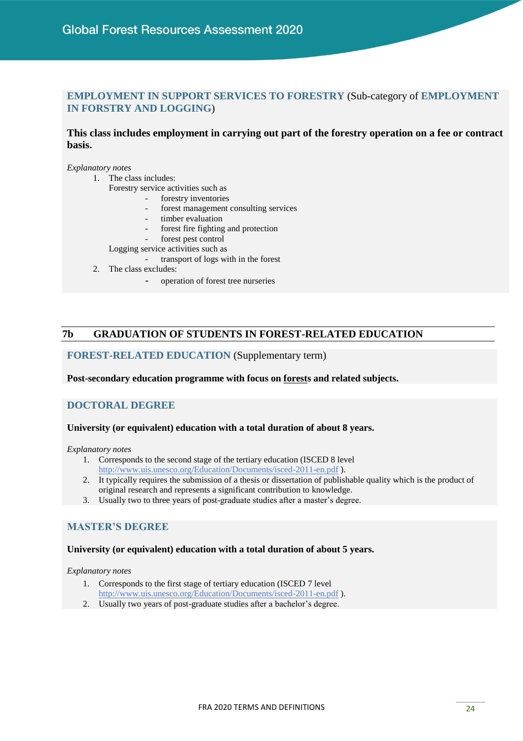**EMPLOYMENT IN SUPPORT SERVICES TO FORESTRY** (Sub-category of **EMPLOYMENT IN FORSTRY AND LOGGING**)

**This class includes employment in carrying out part of the forestry operation on a fee or contract basis.**

*Explanatory notes*

1. The class includes:
   Forestry service activities such as
   - forestry inventories
   - forest management consulting services
   - timber evaluation
   - forest fire fighting and protection
   - forest pest control

   Logging service activities such as
   - transport of logs with in the forest
2. The class excludes:
   - operation of forest tree nurseries

## 7b GRADUATION OF STUDENTS IN FOREST-RELATED EDUCATION

**FOREST-RELATED EDUCATION** (Supplementary term)

**Post-secondary education programme with focus on forests and related subjects.**

**DOCTORAL DEGREE**

**University (or equivalent) education with a total duration of about 8 years.**

*Explanatory notes*

1. Corresponds to the second stage of the tertiary education (ISCED 8 level http://www.uis.unesco.org/Education/Documents/isced-2011-en.pdf ).
2. It typically requires the submission of a thesis or dissertation of publishable quality which is the product of original research and represents a significant contribution to knowledge.
3. Usually two to three years of post-graduate studies after a master's degree.

**MASTER'S DEGREE**

**University (or equivalent) education with a total duration of about 5 years.**

*Explanatory notes*

1. Corresponds to the first stage of tertiary education (ISCED 7 level http://www.uis.unesco.org/Education/Documents/isced-2011-en.pdf ).
2. Usually two years of post-graduate studies after a bachelor's degree.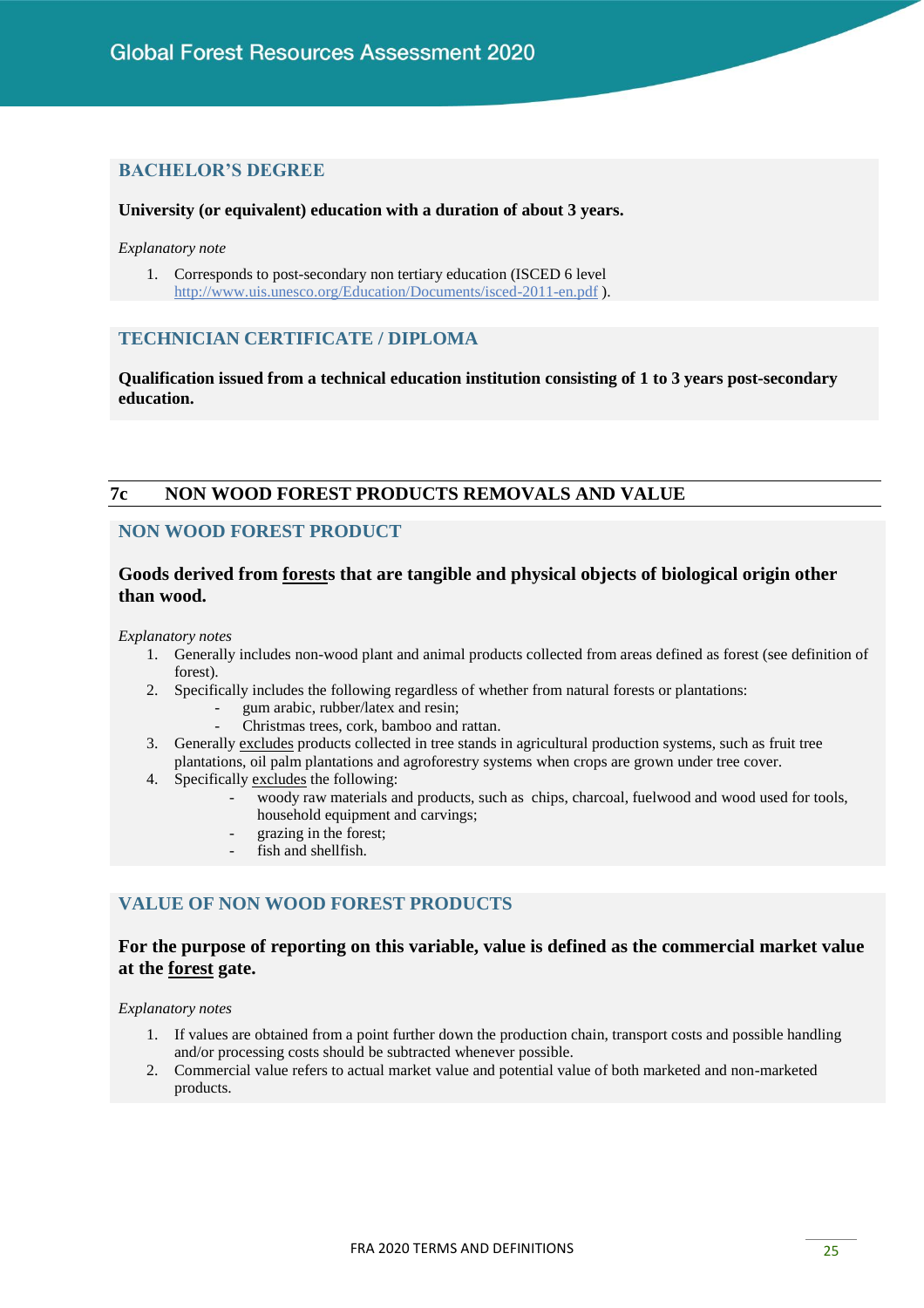### BACHELOR'S DEGREE

**University (or equivalent) education with a duration of about 3 years.**

*Explanatory note*

1. Corresponds to post-secondary non tertiary education (ISCED 6 level http://www.uis.unesco.org/Education/Documents/isced-2011-en.pdf ).

### TECHNICIAN CERTIFICATE / DIPLOMA

**Qualification issued from a technical education institution consisting of 1 to 3 years post-secondary education.**

## 7c NON WOOD FOREST PRODUCTS REMOVALS AND VALUE

### NON WOOD FOREST PRODUCT

**Goods derived from <u>forest</u>s that are tangible and physical objects of biological origin other than wood.**

*Explanatory notes*

1. Generally includes non-wood plant and animal products collected from areas defined as forest (see definition of forest).
2. Specifically includes the following regardless of whether from natural forests or plantations:
   - gum arabic, rubber/latex and resin;
   - Christmas trees, cork, bamboo and rattan.
3. Generally <u>excludes</u> products collected in tree stands in agricultural production systems, such as fruit tree plantations, oil palm plantations and agroforestry systems when crops are grown under tree cover.
4. Specifically <u>excludes</u> the following:
   - woody raw materials and products, such as chips, charcoal, fuelwood and wood used for tools, household equipment and carvings;
   - grazing in the forest;
   - fish and shellfish.

### VALUE OF NON WOOD FOREST PRODUCTS

**For the purpose of reporting on this variable, value is defined as the commercial market value at the <u>forest</u> gate.**

*Explanatory notes*

1. If values are obtained from a point further down the production chain, transport costs and possible handling and/or processing costs should be subtracted whenever possible.
2. Commercial value refers to actual market value and potential value of both marketed and non-marketed products.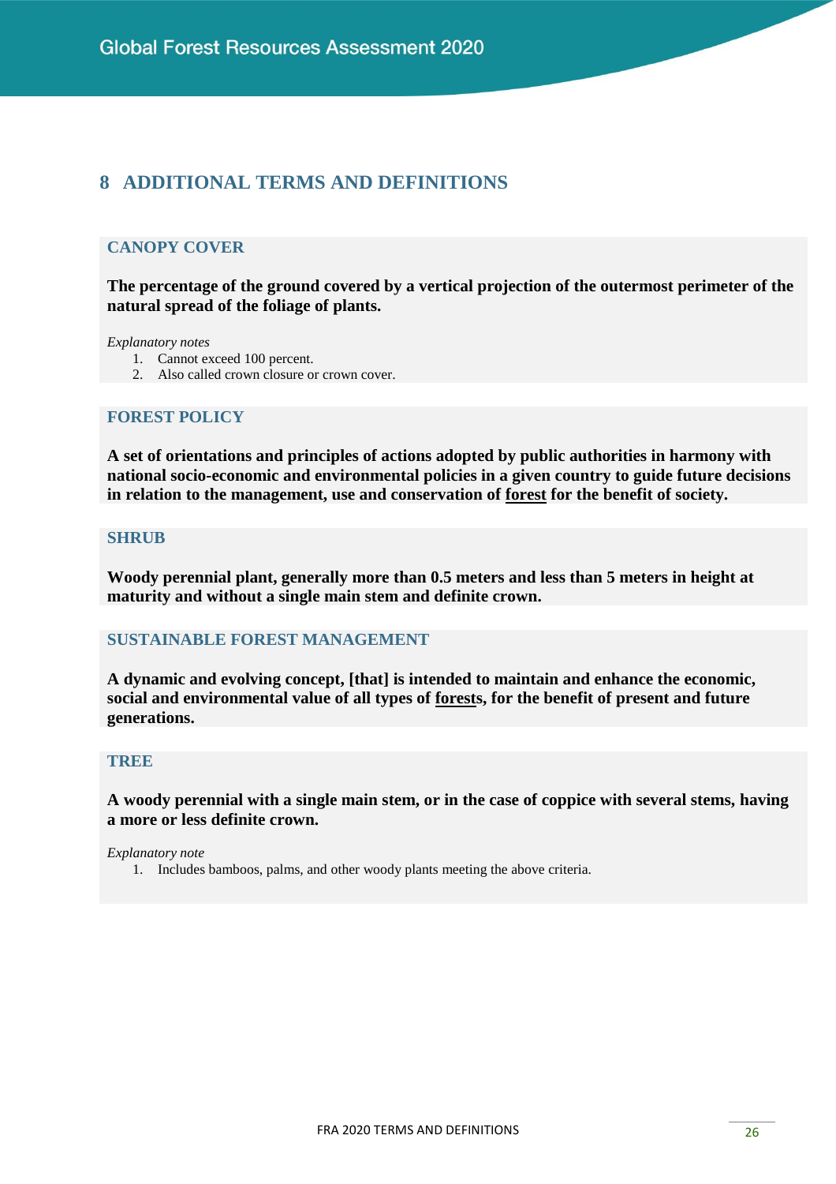# 8 ADDITIONAL TERMS AND DEFINITIONS

### CANOPY COVER

**The percentage of the ground covered by a vertical projection of the outermost perimeter of the natural spread of the foliage of plants.**

*Explanatory notes*

1. Cannot exceed 100 percent.
2. Also called crown closure or crown cover.

### FOREST POLICY

**A set of orientations and principles of actions adopted by public authorities in harmony with national socio-economic and environmental policies in a given country to guide future decisions in relation to the management, use and conservation of forest for the benefit of society.**

### SHRUB

**Woody perennial plant, generally more than 0.5 meters and less than 5 meters in height at maturity and without a single main stem and definite crown.**

### SUSTAINABLE FOREST MANAGEMENT

**A dynamic and evolving concept, [that] is intended to maintain and enhance the economic, social and environmental value of all types of forests, for the benefit of present and future generations.**

### TREE

**A woody perennial with a single main stem, or in the case of coppice with several stems, having a more or less definite crown.**

*Explanatory note*

1. Includes bamboos, palms, and other woody plants meeting the above criteria.